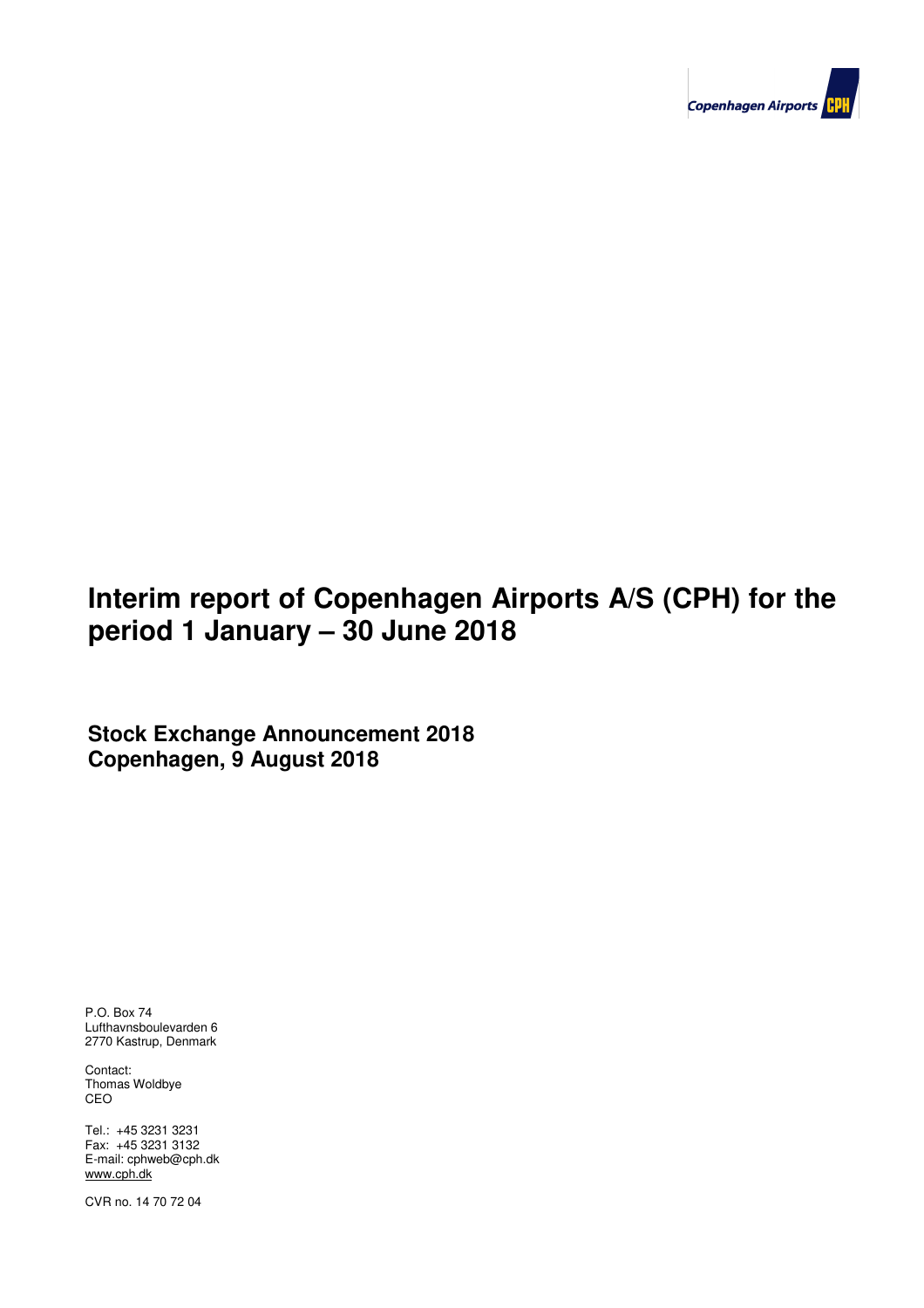# Interim report of Copenhagen Airports A/S (CPH) for the period 1 January – 30 June 2018

**Stock Exchange Announcement 2018**
**Copenhagen, 9 August 2018**

P.O. Box 74
Lufthavnsboulevarden 6
2770 Kastrup, Denmark

Contact:
Thomas Woldbye
CEO

Tel.: +45 3231 3231
Fax: +45 3231 3132
E-mail: cphweb@cph.dk
www.cph.dk

CVR no. 14 70 72 04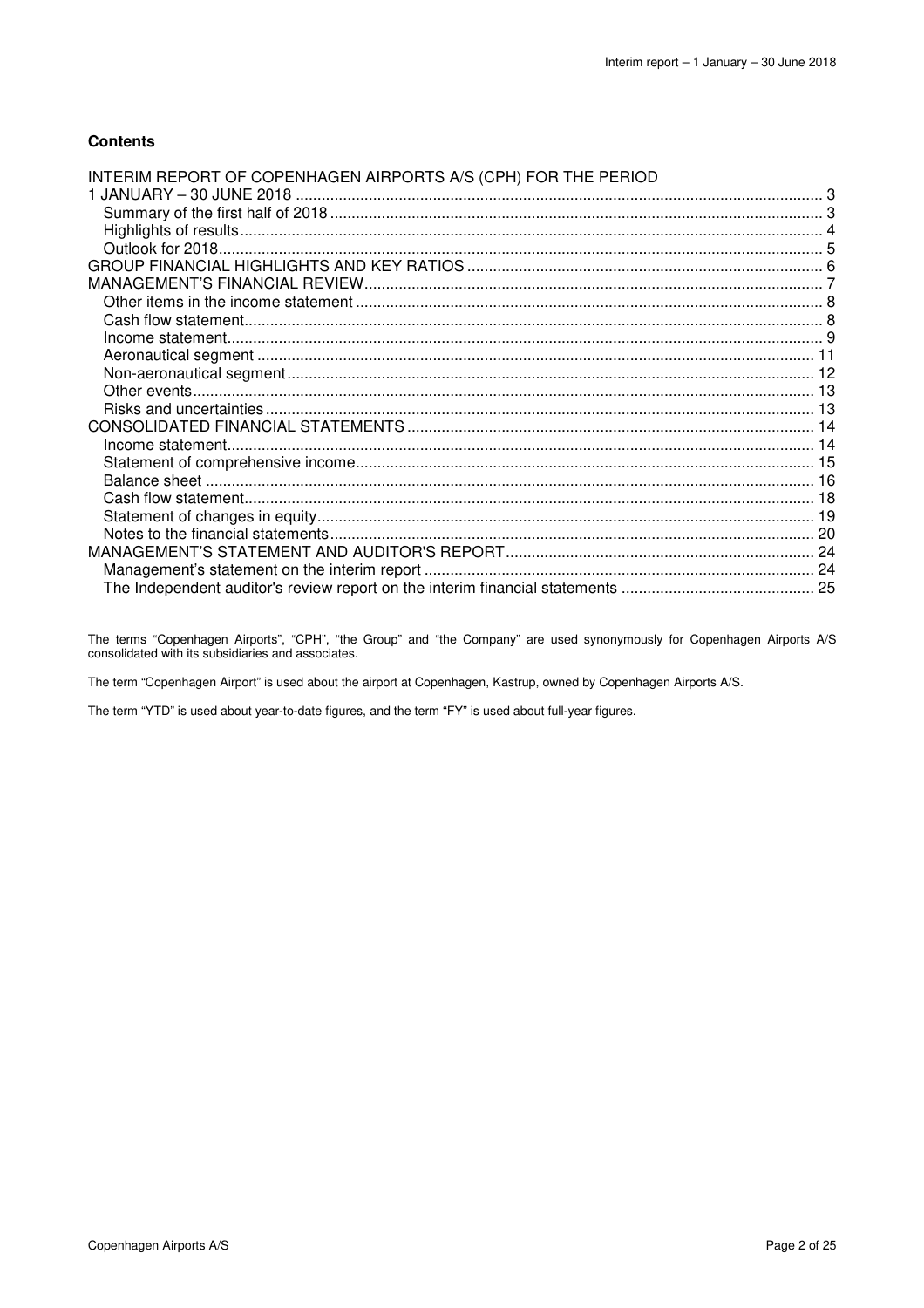**Contents**

INTERIM REPORT OF COPENHAGEN AIRPORTS A/S (CPH) FOR THE PERIOD 1 JANUARY – 30 JUNE 2018 ........ 3
- Summary of the first half of 2018 ........ 3
- Highlights of results ........ 4
- Outlook for 2018 ........ 5

GROUP FINANCIAL HIGHLIGHTS AND KEY RATIOS ........ 6

MANAGEMENT'S FINANCIAL REVIEW ........ 7
- Other items in the income statement ........ 8
- Cash flow statement ........ 8
- Income statement ........ 9
- Aeronautical segment ........ 11
- Non-aeronautical segment ........ 12
- Other events ........ 13
- Risks and uncertainties ........ 13

CONSOLIDATED FINANCIAL STATEMENTS ........ 14
- Income statement ........ 14
- Statement of comprehensive income ........ 15
- Balance sheet ........ 16
- Cash flow statement ........ 18
- Statement of changes in equity ........ 19
- Notes to the financial statements ........ 20

MANAGEMENT'S STATEMENT AND AUDITOR'S REPORT ........ 24
- Management's statement on the interim report ........ 24
- The Independent auditor's review report on the interim financial statements ........ 25

The terms "Copenhagen Airports", "CPH", "the Group" and "the Company" are used synonymously for Copenhagen Airports A/S consolidated with its subsidiaries and associates.

The term "Copenhagen Airport" is used about the airport at Copenhagen, Kastrup, owned by Copenhagen Airports A/S.

The term "YTD" is used about year-to-date figures, and the term "FY" is used about full-year figures.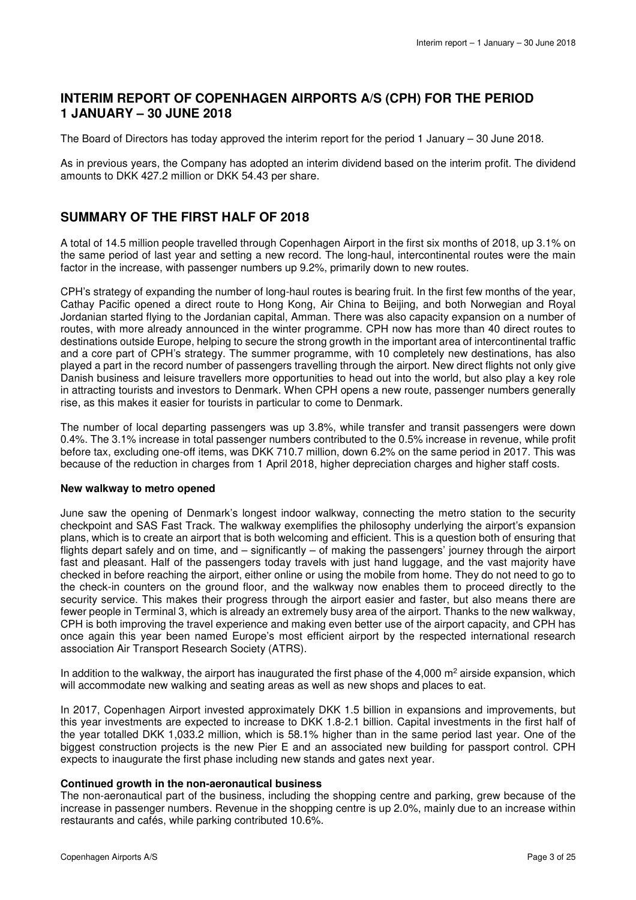## INTERIM REPORT OF COPENHAGEN AIRPORTS A/S (CPH) FOR THE PERIOD 1 JANUARY – 30 JUNE 2018

The Board of Directors has today approved the interim report for the period 1 January – 30 June 2018.

As in previous years, the Company has adopted an interim dividend based on the interim profit. The dividend amounts to DKK 427.2 million or DKK 54.43 per share.

## SUMMARY OF THE FIRST HALF OF 2018

A total of 14.5 million people travelled through Copenhagen Airport in the first six months of 2018, up 3.1% on the same period of last year and setting a new record. The long-haul, intercontinental routes were the main factor in the increase, with passenger numbers up 9.2%, primarily down to new routes.

CPH's strategy of expanding the number of long-haul routes is bearing fruit. In the first few months of the year, Cathay Pacific opened a direct route to Hong Kong, Air China to Beijing, and both Norwegian and Royal Jordanian started flying to the Jordanian capital, Amman. There was also capacity expansion on a number of routes, with more already announced in the winter programme. CPH now has more than 40 direct routes to destinations outside Europe, helping to secure the strong growth in the important area of intercontinental traffic and a core part of CPH's strategy. The summer programme, with 10 completely new destinations, has also played a part in the record number of passengers travelling through the airport. New direct flights not only give Danish business and leisure travellers more opportunities to head out into the world, but also play a key role in attracting tourists and investors to Denmark. When CPH opens a new route, passenger numbers generally rise, as this makes it easier for tourists in particular to come to Denmark.

The number of local departing passengers was up 3.8%, while transfer and transit passengers were down 0.4%. The 3.1% increase in total passenger numbers contributed to the 0.5% increase in revenue, while profit before tax, excluding one-off items, was DKK 710.7 million, down 6.2% on the same period in 2017. This was because of the reduction in charges from 1 April 2018, higher depreciation charges and higher staff costs.

**New walkway to metro opened**

June saw the opening of Denmark's longest indoor walkway, connecting the metro station to the security checkpoint and SAS Fast Track. The walkway exemplifies the philosophy underlying the airport's expansion plans, which is to create an airport that is both welcoming and efficient. This is a question both of ensuring that flights depart safely and on time, and – significantly – of making the passengers' journey through the airport fast and pleasant. Half of the passengers today travels with just hand luggage, and the vast majority have checked in before reaching the airport, either online or using the mobile from home. They do not need to go to the check-in counters on the ground floor, and the walkway now enables them to proceed directly to the security service. This makes their progress through the airport easier and faster, but also means there are fewer people in Terminal 3, which is already an extremely busy area of the airport. Thanks to the new walkway, CPH is both improving the travel experience and making even better use of the airport capacity, and CPH has once again this year been named Europe's most efficient airport by the respected international research association Air Transport Research Society (ATRS).

In addition to the walkway, the airport has inaugurated the first phase of the 4,000 m² airside expansion, which will accommodate new walking and seating areas as well as new shops and places to eat.

In 2017, Copenhagen Airport invested approximately DKK 1.5 billion in expansions and improvements, but this year investments are expected to increase to DKK 1.8-2.1 billion. Capital investments in the first half of the year totalled DKK 1,033.2 million, which is 58.1% higher than in the same period last year. One of the biggest construction projects is the new Pier E and an associated new building for passport control. CPH expects to inaugurate the first phase including new stands and gates next year.

**Continued growth in the non-aeronautical business**

The non-aeronautical part of the business, including the shopping centre and parking, grew because of the increase in passenger numbers. Revenue in the shopping centre is up 2.0%, mainly due to an increase within restaurants and cafés, while parking contributed 10.6%.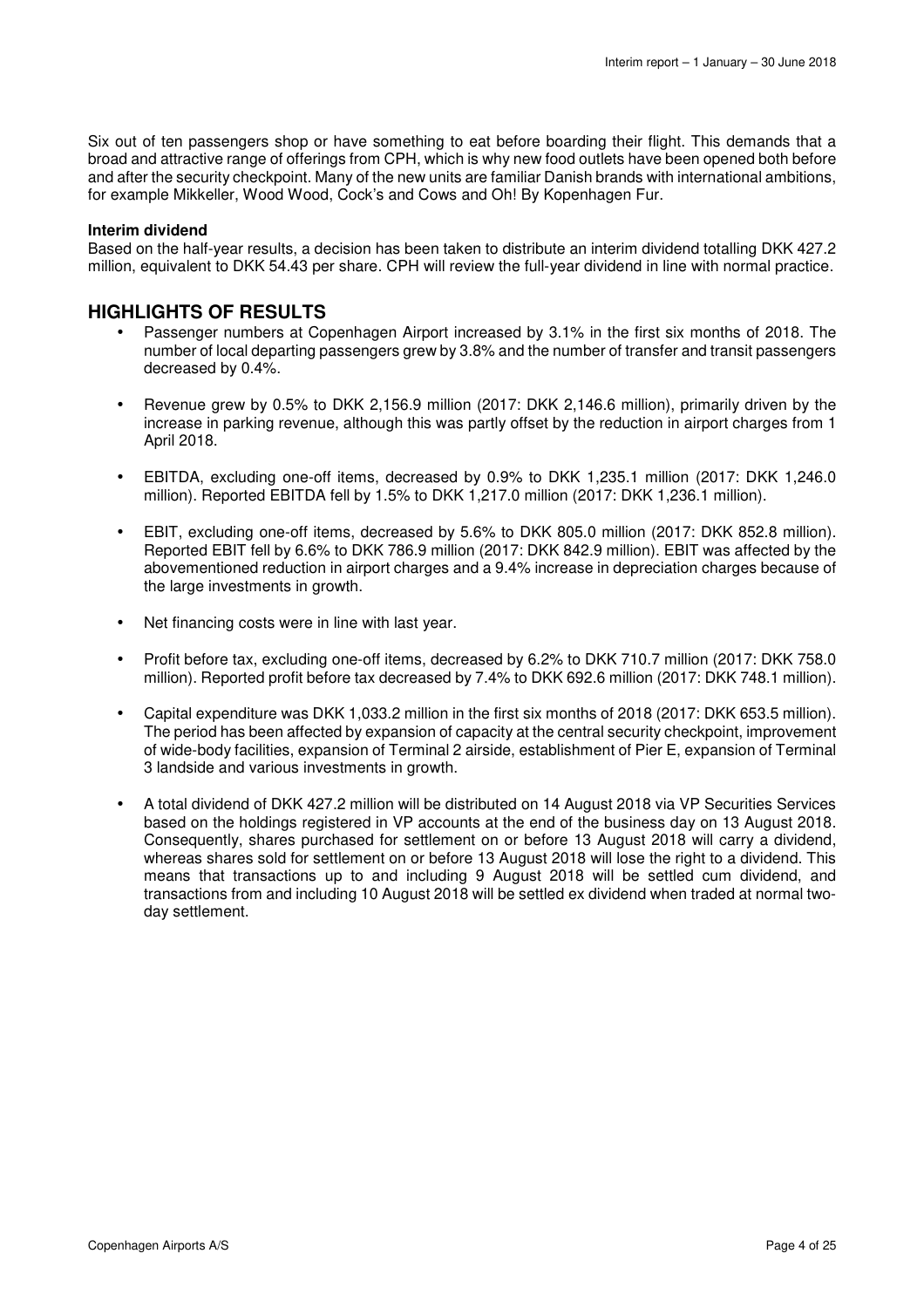Six out of ten passengers shop or have something to eat before boarding their flight. This demands that a broad and attractive range of offerings from CPH, which is why new food outlets have been opened both before and after the security checkpoint. Many of the new units are familiar Danish brands with international ambitions, for example Mikkeller, Wood Wood, Cock's and Cows and Oh! By Kopenhagen Fur.

**Interim dividend**

Based on the half-year results, a decision has been taken to distribute an interim dividend totalling DKK 427.2 million, equivalent to DKK 54.43 per share. CPH will review the full-year dividend in line with normal practice.

## HIGHLIGHTS OF RESULTS

- Passenger numbers at Copenhagen Airport increased by 3.1% in the first six months of 2018. The number of local departing passengers grew by 3.8% and the number of transfer and transit passengers decreased by 0.4%.
- Revenue grew by 0.5% to DKK 2,156.9 million (2017: DKK 2,146.6 million), primarily driven by the increase in parking revenue, although this was partly offset by the reduction in airport charges from 1 April 2018.
- EBITDA, excluding one-off items, decreased by 0.9% to DKK 1,235.1 million (2017: DKK 1,246.0 million). Reported EBITDA fell by 1.5% to DKK 1,217.0 million (2017: DKK 1,236.1 million).
- EBIT, excluding one-off items, decreased by 5.6% to DKK 805.0 million (2017: DKK 852.8 million). Reported EBIT fell by 6.6% to DKK 786.9 million (2017: DKK 842.9 million). EBIT was affected by the abovementioned reduction in airport charges and a 9.4% increase in depreciation charges because of the large investments in growth.
- Net financing costs were in line with last year.
- Profit before tax, excluding one-off items, decreased by 6.2% to DKK 710.7 million (2017: DKK 758.0 million). Reported profit before tax decreased by 7.4% to DKK 692.6 million (2017: DKK 748.1 million).
- Capital expenditure was DKK 1,033.2 million in the first six months of 2018 (2017: DKK 653.5 million). The period has been affected by expansion of capacity at the central security checkpoint, improvement of wide-body facilities, expansion of Terminal 2 airside, establishment of Pier E, expansion of Terminal 3 landside and various investments in growth.
- A total dividend of DKK 427.2 million will be distributed on 14 August 2018 via VP Securities Services based on the holdings registered in VP accounts at the end of the business day on 13 August 2018. Consequently, shares purchased for settlement on or before 13 August 2018 will carry a dividend, whereas shares sold for settlement on or before 13 August 2018 will lose the right to a dividend. This means that transactions up to and including 9 August 2018 will be settled cum dividend, and transactions from and including 10 August 2018 will be settled ex dividend when traded at normal two-day settlement.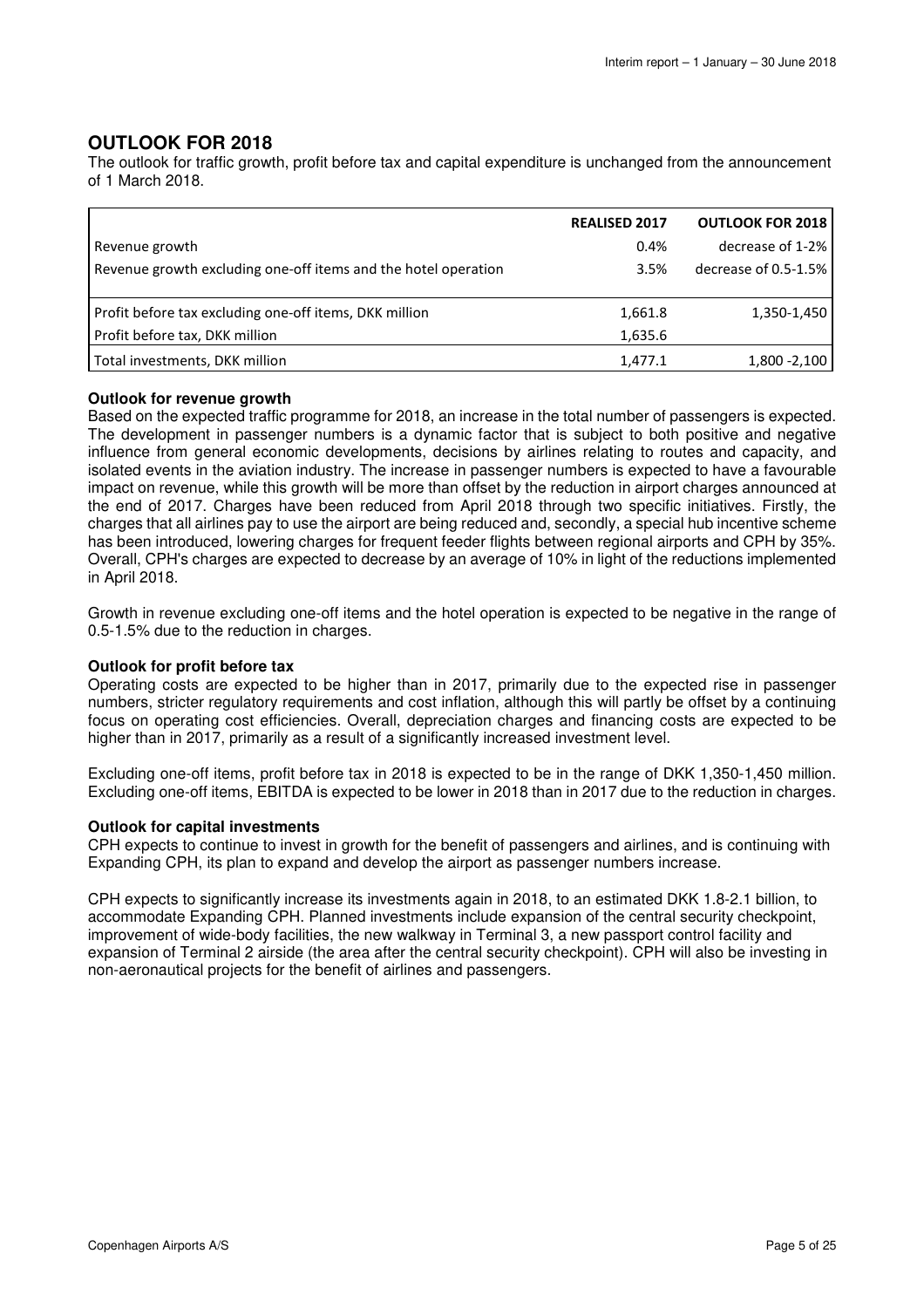## OUTLOOK FOR 2018

The outlook for traffic growth, profit before tax and capital expenditure is unchanged from the announcement of 1 March 2018.

| | REALISED 2017 | OUTLOOK FOR 2018 |
|---|---|---|
| Revenue growth | 0.4% | decrease of 1-2% |
| Revenue growth excluding one-off items and the hotel operation | 3.5% | decrease of 0.5-1.5% |
| Profit before tax excluding one-off items, DKK million | 1,661.8 | 1,350-1,450 |
| Profit before tax, DKK million | 1,635.6 | |
| Total investments, DKK million | 1,477.1 | 1,800 -2,100 |

### Outlook for revenue growth

Based on the expected traffic programme for 2018, an increase in the total number of passengers is expected. The development in passenger numbers is a dynamic factor that is subject to both positive and negative influence from general economic developments, decisions by airlines relating to routes and capacity, and isolated events in the aviation industry. The increase in passenger numbers is expected to have a favourable impact on revenue, while this growth will be more than offset by the reduction in airport charges announced at the end of 2017. Charges have been reduced from April 2018 through two specific initiatives. Firstly, the charges that all airlines pay to use the airport are being reduced and, secondly, a special hub incentive scheme has been introduced, lowering charges for frequent feeder flights between regional airports and CPH by 35%. Overall, CPH's charges are expected to decrease by an average of 10% in light of the reductions implemented in April 2018.

Growth in revenue excluding one-off items and the hotel operation is expected to be negative in the range of 0.5-1.5% due to the reduction in charges.

### Outlook for profit before tax

Operating costs are expected to be higher than in 2017, primarily due to the expected rise in passenger numbers, stricter regulatory requirements and cost inflation, although this will partly be offset by a continuing focus on operating cost efficiencies. Overall, depreciation charges and financing costs are expected to be higher than in 2017, primarily as a result of a significantly increased investment level.

Excluding one-off items, profit before tax in 2018 is expected to be in the range of DKK 1,350-1,450 million. Excluding one-off items, EBITDA is expected to be lower in 2018 than in 2017 due to the reduction in charges.

### Outlook for capital investments

CPH expects to continue to invest in growth for the benefit of passengers and airlines, and is continuing with Expanding CPH, its plan to expand and develop the airport as passenger numbers increase.

CPH expects to significantly increase its investments again in 2018, to an estimated DKK 1.8-2.1 billion, to accommodate Expanding CPH. Planned investments include expansion of the central security checkpoint, improvement of wide-body facilities, the new walkway in Terminal 3, a new passport control facility and expansion of Terminal 2 airside (the area after the central security checkpoint). CPH will also be investing in non-aeronautical projects for the benefit of airlines and passengers.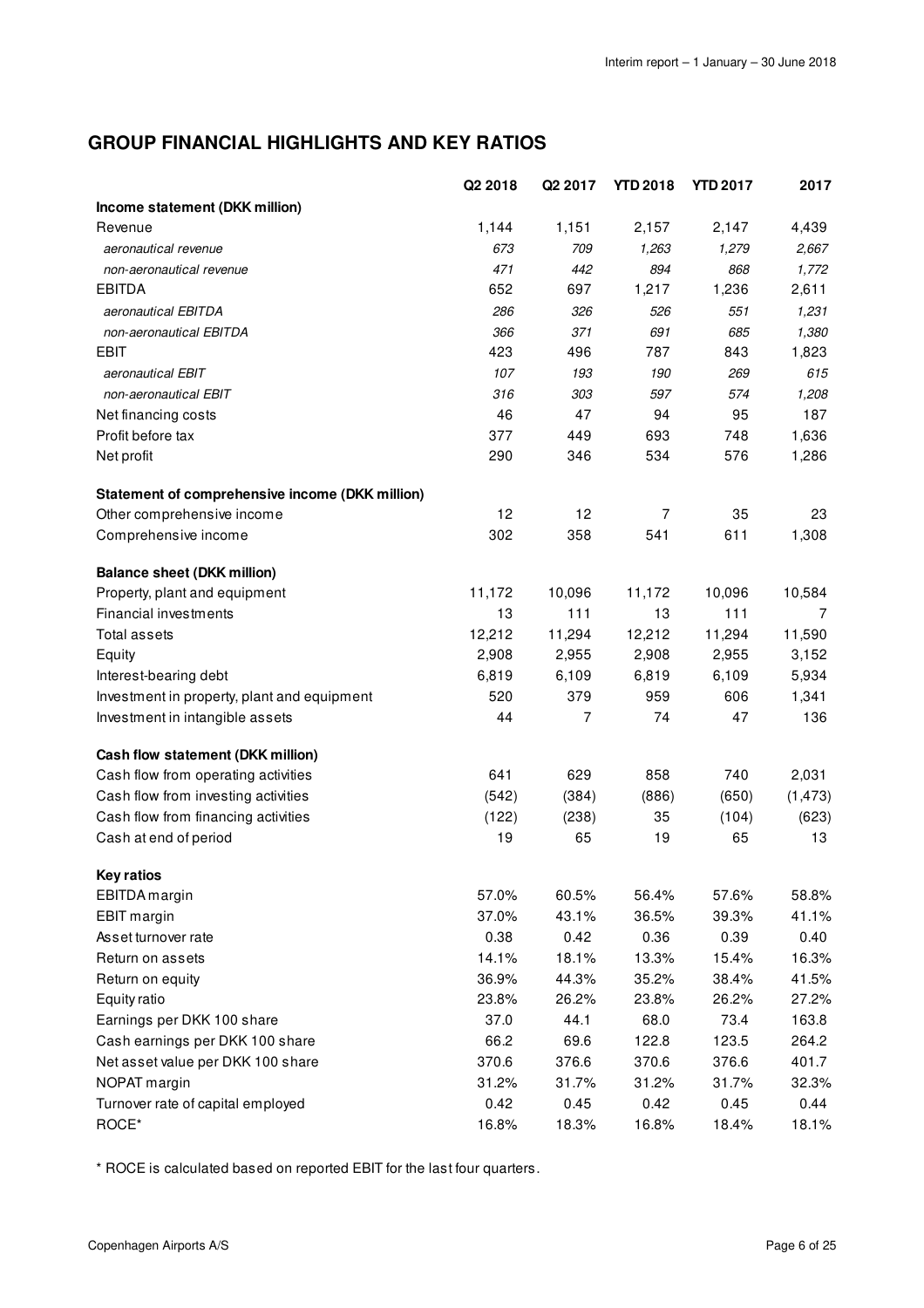## GROUP FINANCIAL HIGHLIGHTS AND KEY RATIOS

| | Q2 2018 | Q2 2017 | YTD 2018 | YTD 2017 | 2017 |
|---|---|---|---|---|---|
| **Income statement (DKK million)** | | | | | |
| Revenue | 1,144 | 1,151 | 2,157 | 2,147 | 4,439 |
| *aeronautical revenue* | *673* | *709* | *1,263* | *1,279* | *2,667* |
| *non-aeronautical revenue* | *471* | *442* | *894* | *868* | *1,772* |
| EBITDA | 652 | 697 | 1,217 | 1,236 | 2,611 |
| *aeronautical EBITDA* | *286* | *326* | *526* | *551* | *1,231* |
| *non-aeronautical EBITDA* | *366* | *371* | *691* | *685* | *1,380* |
| EBIT | 423 | 496 | 787 | 843 | 1,823 |
| *aeronautical EBIT* | *107* | *193* | *190* | *269* | *615* |
| *non-aeronautical EBIT* | *316* | *303* | *597* | *574* | *1,208* |
| Net financing costs | 46 | 47 | 94 | 95 | 187 |
| Profit before tax | 377 | 449 | 693 | 748 | 1,636 |
| Net profit | 290 | 346 | 534 | 576 | 1,286 |
| | | | | | |
| **Statement of comprehensive income (DKK million)** | | | | | |
| Other comprehensive income | 12 | 12 | 7 | 35 | 23 |
| Comprehensive income | 302 | 358 | 541 | 611 | 1,308 |
| | | | | | |
| **Balance sheet (DKK million)** | | | | | |
| Property, plant and equipment | 11,172 | 10,096 | 11,172 | 10,096 | 10,584 |
| Financial investments | 13 | 111 | 13 | 111 | 7 |
| Total assets | 12,212 | 11,294 | 12,212 | 11,294 | 11,590 |
| Equity | 2,908 | 2,955 | 2,908 | 2,955 | 3,152 |
| Interest-bearing debt | 6,819 | 6,109 | 6,819 | 6,109 | 5,934 |
| Investment in property, plant and equipment | 520 | 379 | 959 | 606 | 1,341 |
| Investment in intangible assets | 44 | 7 | 74 | 47 | 136 |
| | | | | | |
| **Cash flow statement (DKK million)** | | | | | |
| Cash flow from operating activities | 641 | 629 | 858 | 740 | 2,031 |
| Cash flow from investing activities | (542) | (384) | (886) | (650) | (1,473) |
| Cash flow from financing activities | (122) | (238) | 35 | (104) | (623) |
| Cash at end of period | 19 | 65 | 19 | 65 | 13 |
| | | | | | |
| **Key ratios** | | | | | |
| EBITDA margin | 57.0% | 60.5% | 56.4% | 57.6% | 58.8% |
| EBIT margin | 37.0% | 43.1% | 36.5% | 39.3% | 41.1% |
| Asset turnover rate | 0.38 | 0.42 | 0.36 | 0.39 | 0.40 |
| Return on assets | 14.1% | 18.1% | 13.3% | 15.4% | 16.3% |
| Return on equity | 36.9% | 44.3% | 35.2% | 38.4% | 41.5% |
| Equity ratio | 23.8% | 26.2% | 23.8% | 26.2% | 27.2% |
| Earnings per DKK 100 share | 37.0 | 44.1 | 68.0 | 73.4 | 163.8 |
| Cash earnings per DKK 100 share | 66.2 | 69.6 | 122.8 | 123.5 | 264.2 |
| Net asset value per DKK 100 share | 370.6 | 376.6 | 370.6 | 376.6 | 401.7 |
| NOPAT margin | 31.2% | 31.7% | 31.2% | 31.7% | 32.3% |
| Turnover rate of capital employed | 0.42 | 0.45 | 0.42 | 0.45 | 0.44 |
| ROCE* | 16.8% | 18.3% | 16.8% | 18.4% | 18.1% |

* ROCE is calculated based on reported EBIT for the last four quarters.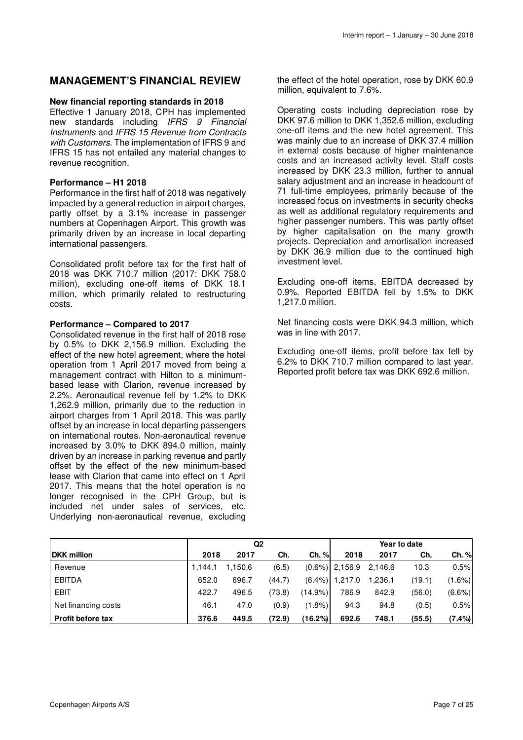## MANAGEMENT'S FINANCIAL REVIEW

**New financial reporting standards in 2018**

Effective 1 January 2018, CPH has implemented new standards including *IFRS 9 Financial Instruments* and *IFRS 15 Revenue from Contracts with Customers*. The implementation of IFRS 9 and IFRS 15 has not entailed any material changes to revenue recognition.

**Performance – H1 2018**

Performance in the first half of 2018 was negatively impacted by a general reduction in airport charges, partly offset by a 3.1% increase in passenger numbers at Copenhagen Airport. This growth was primarily driven by an increase in local departing international passengers.

Consolidated profit before tax for the first half of 2018 was DKK 710.7 million (2017: DKK 758.0 million), excluding one-off items of DKK 18.1 million, which primarily related to restructuring costs.

**Performance – Compared to 2017**

Consolidated revenue in the first half of 2018 rose by 0.5% to DKK 2,156.9 million. Excluding the effect of the new hotel agreement, where the hotel operation from 1 April 2017 moved from being a management contract with Hilton to a minimum-based lease with Clarion, revenue increased by 2.2%. Aeronautical revenue fell by 1.2% to DKK 1,262.9 million, primarily due to the reduction in airport charges from 1 April 2018. This was partly offset by an increase in local departing passengers on international routes. Non-aeronautical revenue increased by 3.0% to DKK 894.0 million, mainly driven by an increase in parking revenue and partly offset by the effect of the new minimum-based lease with Clarion that came into effect on 1 April 2017. This means that the hotel operation is no longer recognised in the CPH Group, but is included net under sales of services, etc. Underlying non-aeronautical revenue, excluding the effect of the hotel operation, rose by DKK 60.9 million, equivalent to 7.6%.

Operating costs including depreciation rose by DKK 97.6 million to DKK 1,352.6 million, excluding one-off items and the new hotel agreement. This was mainly due to an increase of DKK 37.4 million in external costs because of higher maintenance costs and an increased activity level. Staff costs increased by DKK 23.3 million, further to annual salary adjustment and an increase in headcount of 71 full-time employees, primarily because of the increased focus on investments in security checks as well as additional regulatory requirements and higher passenger numbers. This was partly offset by higher capitalisation on the many growth projects. Depreciation and amortisation increased by DKK 36.9 million due to the continued high investment level.

Excluding one-off items, EBITDA decreased by 0.9%. Reported EBITDA fell by 1.5% to DKK 1,217.0 million.

Net financing costs were DKK 94.3 million, which was in line with 2017.

Excluding one-off items, profit before tax fell by 6.2% to DKK 710.7 million compared to last year. Reported profit before tax was DKK 692.6 million.

| | Q2 | | | | Year to date | | | |
|---|---|---|---|---|---|---|---|---|
| **DKK million** | **2018** | **2017** | **Ch.** | **Ch. %** | **2018** | **2017** | **Ch.** | **Ch. %** |
| Revenue | 1,144.1 | 1,150.6 | (6.5) | (0.6%) | 2,156.9 | 2,146.6 | 10.3 | 0.5% |
| EBITDA | 652.0 | 696.7 | (44.7) | (6.4%) | 1,217.0 | 1,236.1 | (19.1) | (1.6%) |
| EBIT | 422.7 | 496.5 | (73.8) | (14.9%) | 786.9 | 842.9 | (56.0) | (6.6%) |
| Net financing costs | 46.1 | 47.0 | (0.9) | (1.8%) | 94.3 | 94.8 | (0.5) | 0.5% |
| **Profit before tax** | **376.6** | **449.5** | **(72.9)** | **(16.2%)** | **692.6** | **748.1** | **(55.5)** | **(7.4%)** |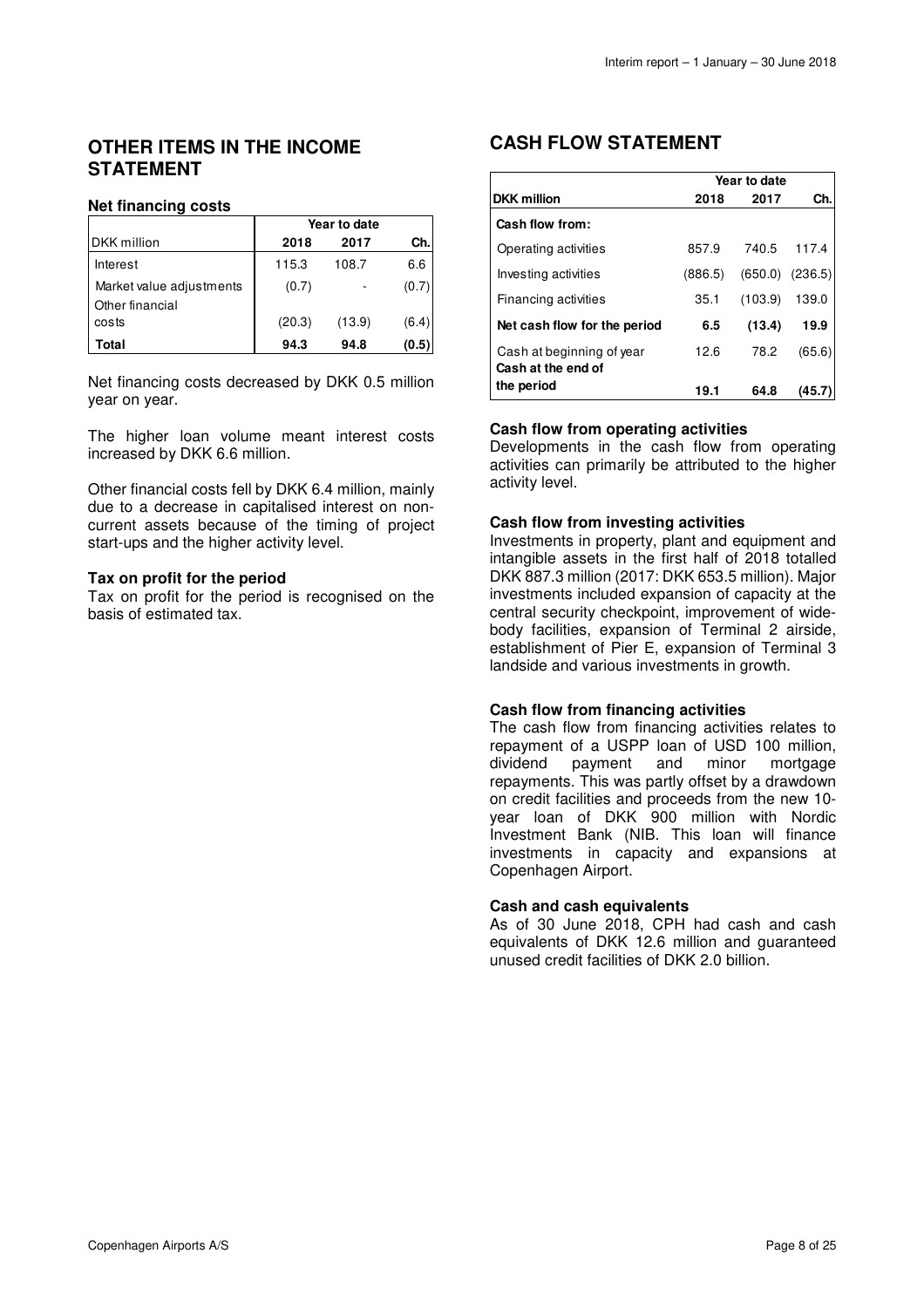## OTHER ITEMS IN THE INCOME STATEMENT

**Net financing costs**

| DKK million | Year to date 2018 | 2017 | Ch. |
|---|---|---|---|
| Interest | 115.3 | 108.7 | 6.6 |
| Market value adjustments | (0.7) | - | (0.7) |
| Other financial costs | (20.3) | (13.9) | (6.4) |
| **Total** | **94.3** | **94.8** | **(0.5)** |

Net financing costs decreased by DKK 0.5 million year on year.

The higher loan volume meant interest costs increased by DKK 6.6 million.

Other financial costs fell by DKK 6.4 million, mainly due to a decrease in capitalised interest on non-current assets because of the timing of project start-ups and the higher activity level.

**Tax on profit for the period**

Tax on profit for the period is recognised on the basis of estimated tax.

## CASH FLOW STATEMENT

| DKK million | Year to date 2018 | 2017 | Ch. |
|---|---|---|---|
| **Cash flow from:** | | | |
| Operating activities | 857.9 | 740.5 | 117.4 |
| Investing activities | (886.5) | (650.0) | (236.5) |
| Financing activities | 35.1 | (103.9) | 139.0 |
| **Net cash flow for the period** | **6.5** | **(13.4)** | **19.9** |
| Cash at beginning of year | 12.6 | 78.2 | (65.6) |
| **Cash at the end of the period** | **19.1** | **64.8** | **(45.7)** |

**Cash flow from operating activities**

Developments in the cash flow from operating activities can primarily be attributed to the higher activity level.

**Cash flow from investing activities**

Investments in property, plant and equipment and intangible assets in the first half of 2018 totalled DKK 887.3 million (2017: DKK 653.5 million). Major investments included expansion of capacity at the central security checkpoint, improvement of wide-body facilities, expansion of Terminal 2 airside, establishment of Pier E, expansion of Terminal 3 landside and various investments in growth.

**Cash flow from financing activities**

The cash flow from financing activities relates to repayment of a USPP loan of USD 100 million, dividend payment and minor mortgage repayments. This was partly offset by a drawdown on credit facilities and proceeds from the new 10-year loan of DKK 900 million with Nordic Investment Bank (NIB. This loan will finance investments in capacity and expansions at Copenhagen Airport.

**Cash and cash equivalents**

As of 30 June 2018, CPH had cash and cash equivalents of DKK 12.6 million and guaranteed unused credit facilities of DKK 2.0 billion.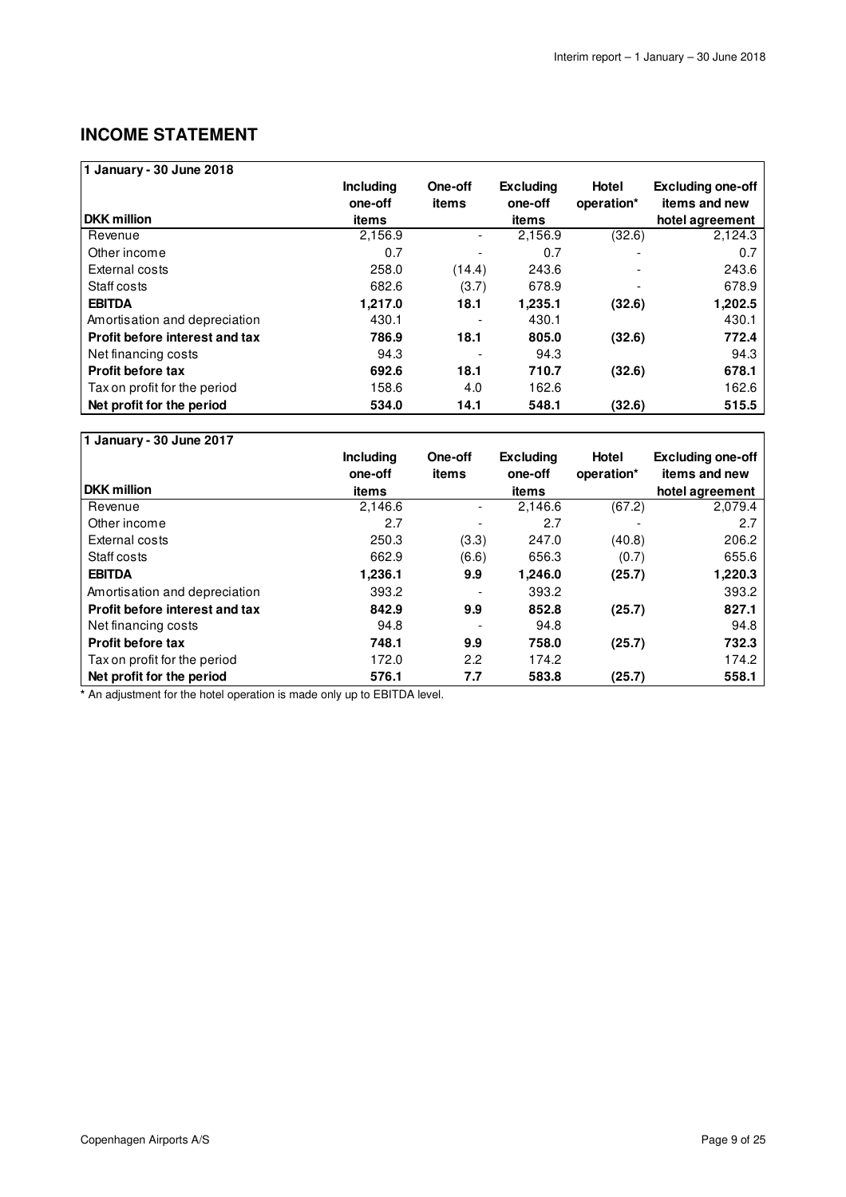## INCOME STATEMENT

| 1 January - 30 June 2018 | | | | | |
|---|---|---|---|---|---|
| **DKK million** | **Including one-off items** | **One-off items** | **Excluding one-off items** | **Hotel operation*** | **Excluding one-off items and new hotel agreement** |
| Revenue | 2,156.9 | - | 2,156.9 | (32.6) | 2,124.3 |
| Other income | 0.7 | - | 0.7 | - | 0.7 |
| External costs | 258.0 | (14.4) | 243.6 | - | 243.6 |
| Staff costs | 682.6 | (3.7) | 678.9 | - | 678.9 |
| **EBITDA** | **1,217.0** | **18.1** | **1,235.1** | **(32.6)** | **1,202.5** |
| Amortisation and depreciation | 430.1 | - | 430.1 | | 430.1 |
| **Profit before interest and tax** | **786.9** | **18.1** | **805.0** | **(32.6)** | **772.4** |
| Net financing costs | 94.3 | - | 94.3 | | 94.3 |
| **Profit before tax** | **692.6** | **18.1** | **710.7** | **(32.6)** | **678.1** |
| Tax on profit for the period | 158.6 | 4.0 | 162.6 | | 162.6 |
| **Net profit for the period** | **534.0** | **14.1** | **548.1** | **(32.6)** | **515.5** |

| 1 January - 30 June 2017 | | | | | |
|---|---|---|---|---|---|
| **DKK million** | **Including one-off items** | **One-off items** | **Excluding one-off items** | **Hotel operation*** | **Excluding one-off items and new hotel agreement** |
| Revenue | 2,146.6 | - | 2,146.6 | (67.2) | 2,079.4 |
| Other income | 2.7 | - | 2.7 | - | 2.7 |
| External costs | 250.3 | (3.3) | 247.0 | (40.8) | 206.2 |
| Staff costs | 662.9 | (6.6) | 656.3 | (0.7) | 655.6 |
| **EBITDA** | **1,236.1** | **9.9** | **1,246.0** | **(25.7)** | **1,220.3** |
| Amortisation and depreciation | 393.2 | - | 393.2 | | 393.2 |
| **Profit before interest and tax** | **842.9** | **9.9** | **852.8** | **(25.7)** | **827.1** |
| Net financing costs | 94.8 | - | 94.8 | | 94.8 |
| **Profit before tax** | **748.1** | **9.9** | **758.0** | **(25.7)** | **732.3** |
| Tax on profit for the period | 172.0 | 2.2 | 174.2 | | 174.2 |
| **Net profit for the period** | **576.1** | **7.7** | **583.8** | **(25.7)** | **558.1** |

\* An adjustment for the hotel operation is made only up to EBITDA level.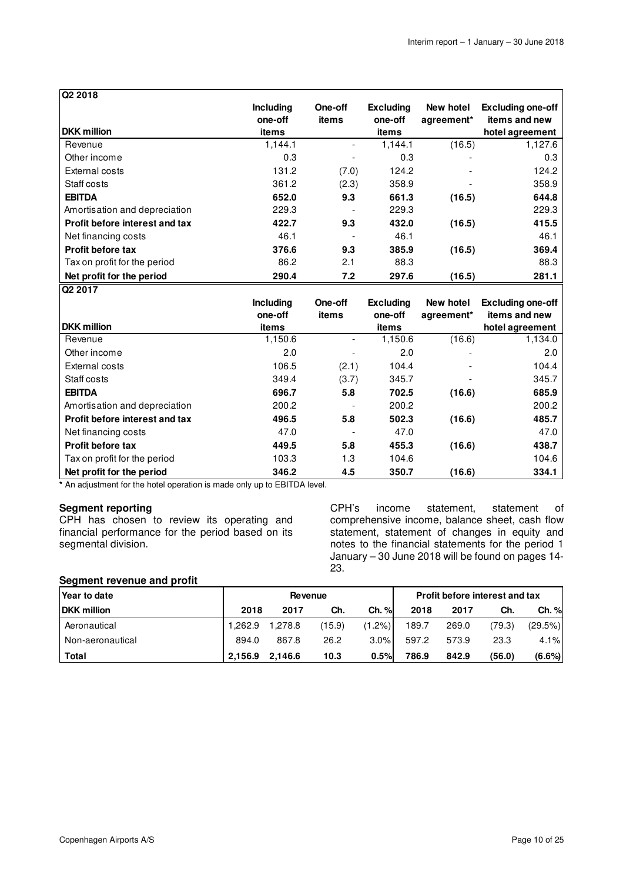| Q2 2018 | | | | | |
|---|---|---|---|---|---|
| **DKK million** | **Including one-off items** | **One-off items** | **Excluding one-off items** | **New hotel agreement*** | **Excluding one-off items and new hotel agreement** |
| Revenue | 1,144.1 | - | 1,144.1 | (16.5) | 1,127.6 |
| Other income | 0.3 | - | 0.3 | - | 0.3 |
| External costs | 131.2 | (7.0) | 124.2 | - | 124.2 |
| Staff costs | 361.2 | (2.3) | 358.9 | - | 358.9 |
| **EBITDA** | **652.0** | **9.3** | **661.3** | **(16.5)** | **644.8** |
| Amortisation and depreciation | 229.3 | - | 229.3 | | 229.3 |
| **Profit before interest and tax** | **422.7** | **9.3** | **432.0** | **(16.5)** | **415.5** |
| Net financing costs | 46.1 | - | 46.1 | | 46.1 |
| **Profit before tax** | **376.6** | **9.3** | **385.9** | **(16.5)** | **369.4** |
| Tax on profit for the period | 86.2 | 2.1 | 88.3 | | 88.3 |
| **Net profit for the period** | **290.4** | **7.2** | **297.6** | **(16.5)** | **281.1** |

| Q2 2017 | | | | | |
|---|---|---|---|---|---|
| **DKK million** | **Including one-off items** | **One-off items** | **Excluding one-off items** | **New hotel agreement*** | **Excluding one-off items and new hotel agreement** |
| Revenue | 1,150.6 | - | 1,150.6 | (16.6) | 1,134.0 |
| Other income | 2.0 | - | 2.0 | - | 2.0 |
| External costs | 106.5 | (2.1) | 104.4 | - | 104.4 |
| Staff costs | 349.4 | (3.7) | 345.7 | - | 345.7 |
| **EBITDA** | **696.7** | **5.8** | **702.5** | **(16.6)** | **685.9** |
| Amortisation and depreciation | 200.2 | - | 200.2 | | 200.2 |
| **Profit before interest and tax** | **496.5** | **5.8** | **502.3** | **(16.6)** | **485.7** |
| Net financing costs | 47.0 | - | 47.0 | | 47.0 |
| **Profit before tax** | **449.5** | **5.8** | **455.3** | **(16.6)** | **438.7** |
| Tax on profit for the period | 103.3 | 1.3 | 104.6 | | 104.6 |
| **Net profit for the period** | **346.2** | **4.5** | **350.7** | **(16.6)** | **334.1** |

* An adjustment for the hotel operation is made only up to EBITDA level.

**Segment reporting**
CPH has chosen to review its operating and financial performance for the period based on its segmental division.

CPH's income statement, statement of comprehensive income, balance sheet, cash flow statement, statement of changes in equity and notes to the financial statements for the period 1 January – 30 June 2018 will be found on pages 14-23.

**Segment revenue and profit**

| Year to date | Revenue | | | | Profit before interest and tax | | | |
|---|---|---|---|---|---|---|---|---|
| **DKK million** | **2018** | **2017** | **Ch.** | **Ch. %** | **2018** | **2017** | **Ch.** | **Ch. %** |
| Aeronautical | 1,262.9 | 1,278.8 | (15.9) | (1.2%) | 189.7 | 269.0 | (79.3) | (29.5%) |
| Non-aeronautical | 894.0 | 867.8 | 26.2 | 3.0% | 597.2 | 573.9 | 23.3 | 4.1% |
| **Total** | **2,156.9** | **2,146.6** | **10.3** | **0.5%** | **786.9** | **842.9** | **(56.0)** | **(6.6%)** |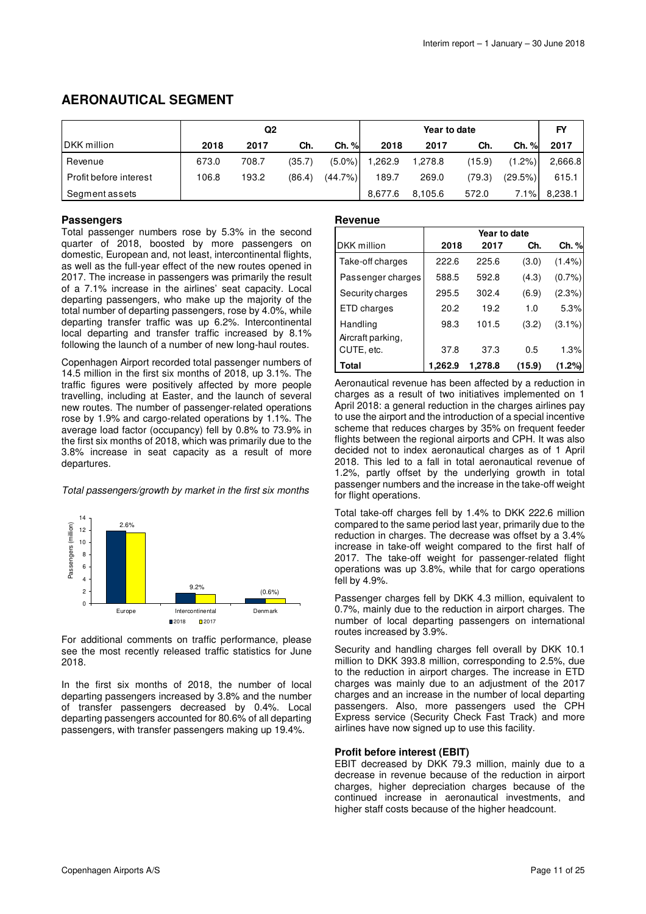# AERONAUTICAL SEGMENT

| | Q2 | | | | Year to date | | | | FY |
|---|---|---|---|---|---|---|---|---|---|
| DKK million | 2018 | 2017 | Ch. | Ch. % | 2018 | 2017 | Ch. | Ch. % | 2017 |
| Revenue | 673.0 | 708.7 | (35.7) | (5.0%) | 1,262.9 | 1,278.8 | (15.9) | (1.2%) | 2,666.8 |
| Profit before interest | 106.8 | 193.2 | (86.4) | (44.7%) | 189.7 | 269.0 | (79.3) | (29.5%) | 615.1 |
| Segment assets | | | | | 8,677.6 | 8,105.6 | 572.0 | 7.1% | 8,238.1 |

### Passengers

Total passenger numbers rose by 5.3% in the second quarter of 2018, boosted by more passengers on domestic, European and, not least, intercontinental flights, as well as the full-year effect of the new routes opened in 2017. The increase in passengers was primarily the result of a 7.1% increase in the airlines' seat capacity. Local departing passengers, who make up the majority of the total number of departing passengers, rose by 4.0%, while departing transfer traffic was up 6.2%. Intercontinental local departing and transfer traffic increased by 8.1% following the launch of a number of new long-haul routes.

Copenhagen Airport recorded total passenger numbers of 14.5 million in the first six months of 2018, up 3.1%. The traffic figures were positively affected by more people travelling, including at Easter, and the launch of several new routes. The number of passenger-related operations rose by 1.9% and cargo-related operations by 1.1%. The average load factor (occupancy) fell by 0.8% to 73.9% in the first six months of 2018, which was primarily due to the 3.8% increase in seat capacity as a result of more departures.

*Total passengers/growth by market in the first six months*

For additional comments on traffic performance, please see the most recently released traffic statistics for June 2018.

In the first six months of 2018, the number of local departing passengers increased by 3.8% and the number of transfer passengers decreased by 0.4%. Local departing passengers accounted for 80.6% of all departing passengers, with transfer passengers making up 19.4%.

### Revenue

| | Year to date | | | |
|---|---|---|---|---|
| DKK million | 2018 | 2017 | Ch. | Ch. % |
| Take-off charges | 222.6 | 225.6 | (3.0) | (1.4%) |
| Passenger charges | 588.5 | 592.8 | (4.3) | (0.7%) |
| Security charges | 295.5 | 302.4 | (6.9) | (2.3%) |
| ETD charges | 20.2 | 19.2 | 1.0 | 5.3% |
| Handling | 98.3 | 101.5 | (3.2) | (3.1%) |
| Aircraft parking, CUTE, etc. | 37.8 | 37.3 | 0.5 | 1.3% |
| **Total** | **1,262.9** | **1,278.8** | **(15.9)** | **(1.2%)** |

Aeronautical revenue has been affected by a reduction in charges as a result of two initiatives implemented on 1 April 2018: a general reduction in the charges airlines pay to use the airport and the introduction of a special incentive scheme that reduces charges by 35% on frequent feeder flights between the regional airports and CPH. It was also decided not to index aeronautical charges as of 1 April 2018. This led to a fall in total aeronautical revenue of 1.2%, partly offset by the underlying growth in total passenger numbers and the increase in the take-off weight for flight operations.

Total take-off charges fell by 1.4% to DKK 222.6 million compared to the same period last year, primarily due to the reduction in charges. The decrease was offset by a 3.4% increase in take-off weight compared to the first half of 2017. The take-off weight for passenger-related flight operations was up 3.8%, while that for cargo operations fell by 4.9%.

Passenger charges fell by DKK 4.3 million, equivalent to 0.7%, mainly due to the reduction in airport charges. The number of local departing passengers on international routes increased by 3.9%.

Security and handling charges fell overall by DKK 10.1 million to DKK 393.8 million, corresponding to 2.5%, due to the reduction in airport charges. The increase in ETD charges was mainly due to an adjustment of the 2017 charges and an increase in the number of local departing passengers. Also, more passengers used the CPH Express service (Security Check Fast Track) and more airlines have now signed up to use this facility.

### Profit before interest (EBIT)

EBIT decreased by DKK 79.3 million, mainly due to a decrease in revenue because of the reduction in airport charges, higher depreciation charges because of the continued increase in aeronautical investments, and higher staff costs because of the higher headcount.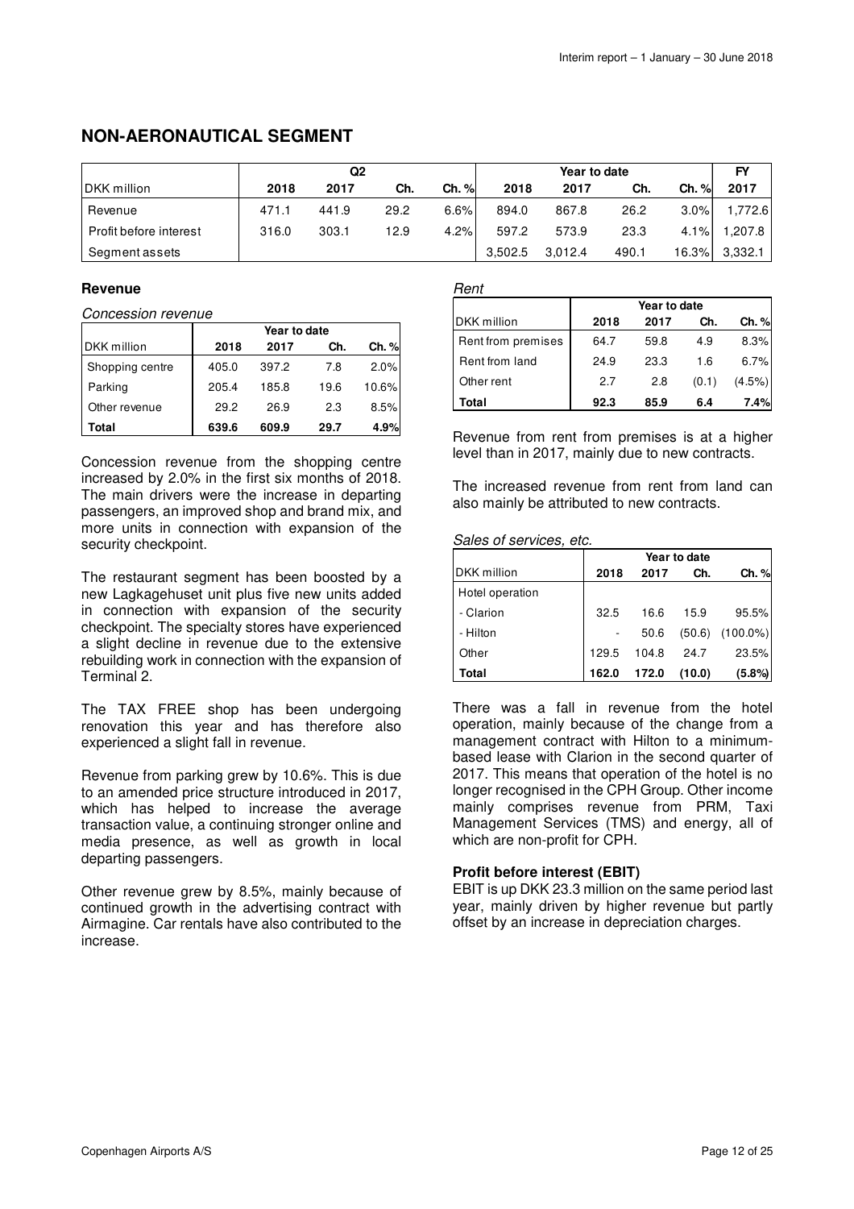## NON-AERONAUTICAL SEGMENT

| | Q2 | | | | Year to date | | | | FY |
|---|---|---|---|---|---|---|---|---|---|
| DKK million | 2018 | 2017 | Ch. | Ch. % | 2018 | 2017 | Ch. | Ch. % | 2017 |
| Revenue | 471.1 | 441.9 | 29.2 | 6.6% | 894.0 | 867.8 | 26.2 | 3.0% | 1,772.6 |
| Profit before interest | 316.0 | 303.1 | 12.9 | 4.2% | 597.2 | 573.9 | 23.3 | 4.1% | 1,207.8 |
| Segment assets | | | | | 3,502.5 | 3,012.4 | 490.1 | 16.3% | 3,332.1 |

### Revenue

*Concession revenue*

| | Year to date | | | |
|---|---|---|---|---|
| DKK million | 2018 | 2017 | Ch. | Ch. % |
| Shopping centre | 405.0 | 397.2 | 7.8 | 2.0% |
| Parking | 205.4 | 185.8 | 19.6 | 10.6% |
| Other revenue | 29.2 | 26.9 | 2.3 | 8.5% |
| **Total** | **639.6** | **609.9** | **29.7** | **4.9%** |

Concession revenue from the shopping centre increased by 2.0% in the first six months of 2018. The main drivers were the increase in departing passengers, an improved shop and brand mix, and more units in connection with expansion of the security checkpoint.

The restaurant segment has been boosted by a new Lagkagehuset unit plus five new units added in connection with expansion of the security checkpoint. The specialty stores have experienced a slight decline in revenue due to the extensive rebuilding work in connection with the expansion of Terminal 2.

The TAX FREE shop has been undergoing renovation this year and has therefore also experienced a slight fall in revenue.

Revenue from parking grew by 10.6%. This is due to an amended price structure introduced in 2017, which has helped to increase the average transaction value, a continuing stronger online and media presence, as well as growth in local departing passengers.

Other revenue grew by 8.5%, mainly because of continued growth in the advertising contract with Airmagine. Car rentals have also contributed to the increase.

*Rent*

| | Year to date | | | |
|---|---|---|---|---|
| DKK million | 2018 | 2017 | Ch. | Ch. % |
| Rent from premises | 64.7 | 59.8 | 4.9 | 8.3% |
| Rent from land | 24.9 | 23.3 | 1.6 | 6.7% |
| Other rent | 2.7 | 2.8 | (0.1) | (4.5%) |
| **Total** | **92.3** | **85.9** | **6.4** | **7.4%** |

Revenue from rent from premises is at a higher level than in 2017, mainly due to new contracts.

The increased revenue from rent from land can also mainly be attributed to new contracts.

*Sales of services, etc.*

| | Year to date | | | |
|---|---|---|---|---|
| DKK million | 2018 | 2017 | Ch. | Ch. % |
| Hotel operation | | | | |
| - Clarion | 32.5 | 16.6 | 15.9 | 95.5% |
| - Hilton | - | 50.6 | (50.6) | (100.0%) |
| Other | 129.5 | 104.8 | 24.7 | 23.5% |
| **Total** | **162.0** | **172.0** | **(10.0)** | **(5.8%)** |

There was a fall in revenue from the hotel operation, mainly because of the change from a management contract with Hilton to a minimum-based lease with Clarion in the second quarter of 2017. This means that operation of the hotel is no longer recognised in the CPH Group. Other income mainly comprises revenue from PRM, Taxi Management Services (TMS) and energy, all of which are non-profit for CPH.

### Profit before interest (EBIT)

EBIT is up DKK 23.3 million on the same period last year, mainly driven by higher revenue but partly offset by an increase in depreciation charges.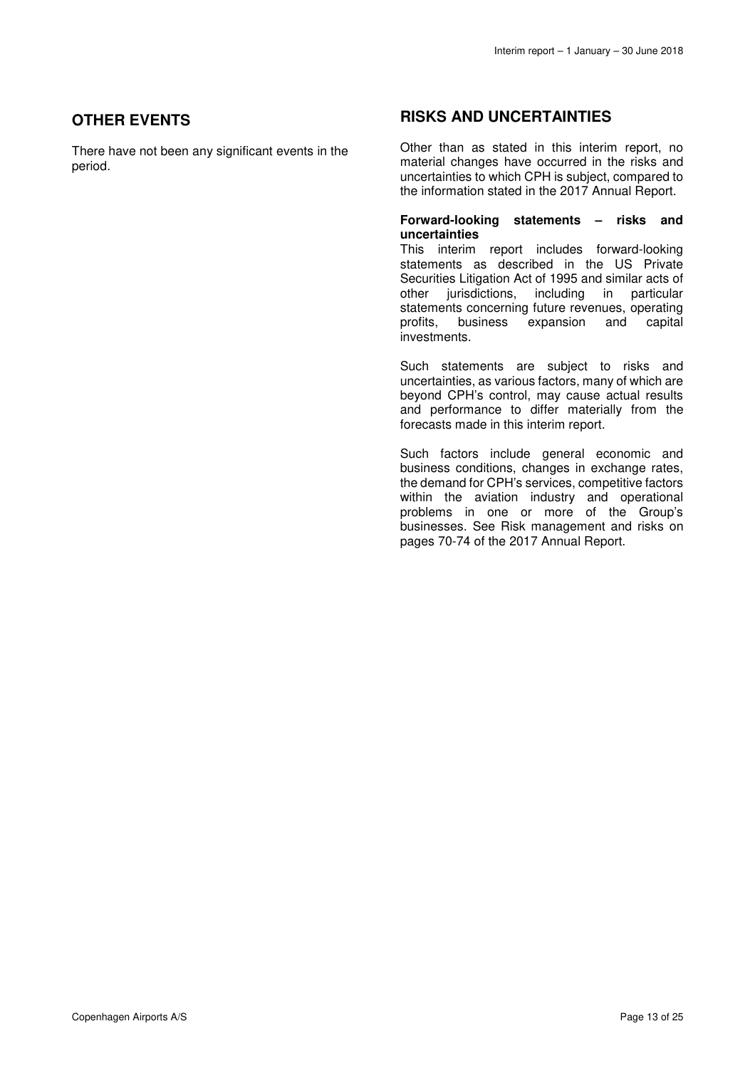## OTHER EVENTS

There have not been any significant events in the period.

## RISKS AND UNCERTAINTIES

Other than as stated in this interim report, no material changes have occurred in the risks and uncertainties to which CPH is subject, compared to the information stated in the 2017 Annual Report.

**Forward-looking statements – risks and uncertainties**

This interim report includes forward-looking statements as described in the US Private Securities Litigation Act of 1995 and similar acts of other jurisdictions, including in particular statements concerning future revenues, operating profits, business expansion and capital investments.

Such statements are subject to risks and uncertainties, as various factors, many of which are beyond CPH's control, may cause actual results and performance to differ materially from the forecasts made in this interim report.

Such factors include general economic and business conditions, changes in exchange rates, the demand for CPH's services, competitive factors within the aviation industry and operational problems in one or more of the Group's businesses. See Risk management and risks on pages 70-74 of the 2017 Annual Report.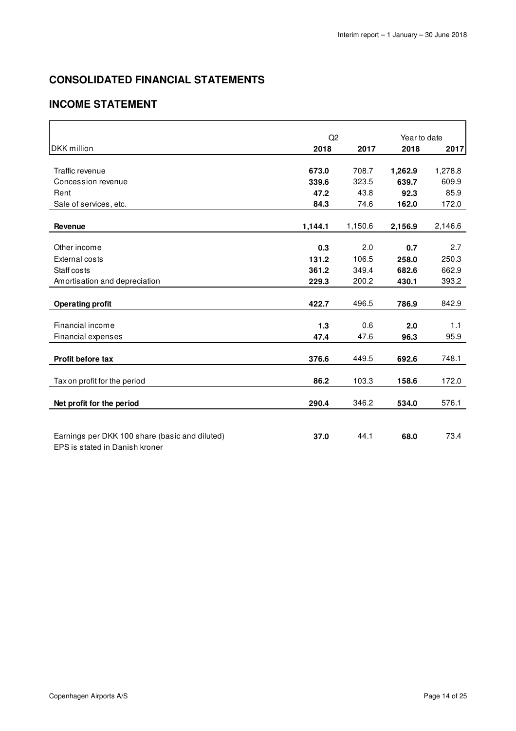# CONSOLIDATED FINANCIAL STATEMENTS

## INCOME STATEMENT

| DKK million | Q2 2018 | Q2 2017 | Year to date 2018 | Year to date 2017 |
|---|---|---|---|---|
| Traffic revenue | **673.0** | 708.7 | **1,262.9** | 1,278.8 |
| Concession revenue | **339.6** | 323.5 | **639.7** | 609.9 |
| Rent | **47.2** | 43.8 | **92.3** | 85.9 |
| Sale of services, etc. | **84.3** | 74.6 | **162.0** | 172.0 |
| **Revenue** | **1,144.1** | 1,150.6 | **2,156.9** | 2,146.6 |
| Other income | **0.3** | 2.0 | **0.7** | 2.7 |
| External costs | **131.2** | 106.5 | **258.0** | 250.3 |
| Staff costs | **361.2** | 349.4 | **682.6** | 662.9 |
| Amortisation and depreciation | **229.3** | 200.2 | **430.1** | 393.2 |
| **Operating profit** | **422.7** | 496.5 | **786.9** | 842.9 |
| Financial income | **1.3** | 0.6 | **2.0** | 1.1 |
| Financial expenses | **47.4** | 47.6 | **96.3** | 95.9 |
| **Profit before tax** | **376.6** | 449.5 | **692.6** | 748.1 |
| Tax on profit for the period | **86.2** | 103.3 | **158.6** | 172.0 |
| **Net profit for the period** | **290.4** | 346.2 | **534.0** | 576.1 |
| Earnings per DKK 100 share (basic and diluted) | **37.0** | 44.1 | **68.0** | 73.4 |

EPS is stated in Danish kroner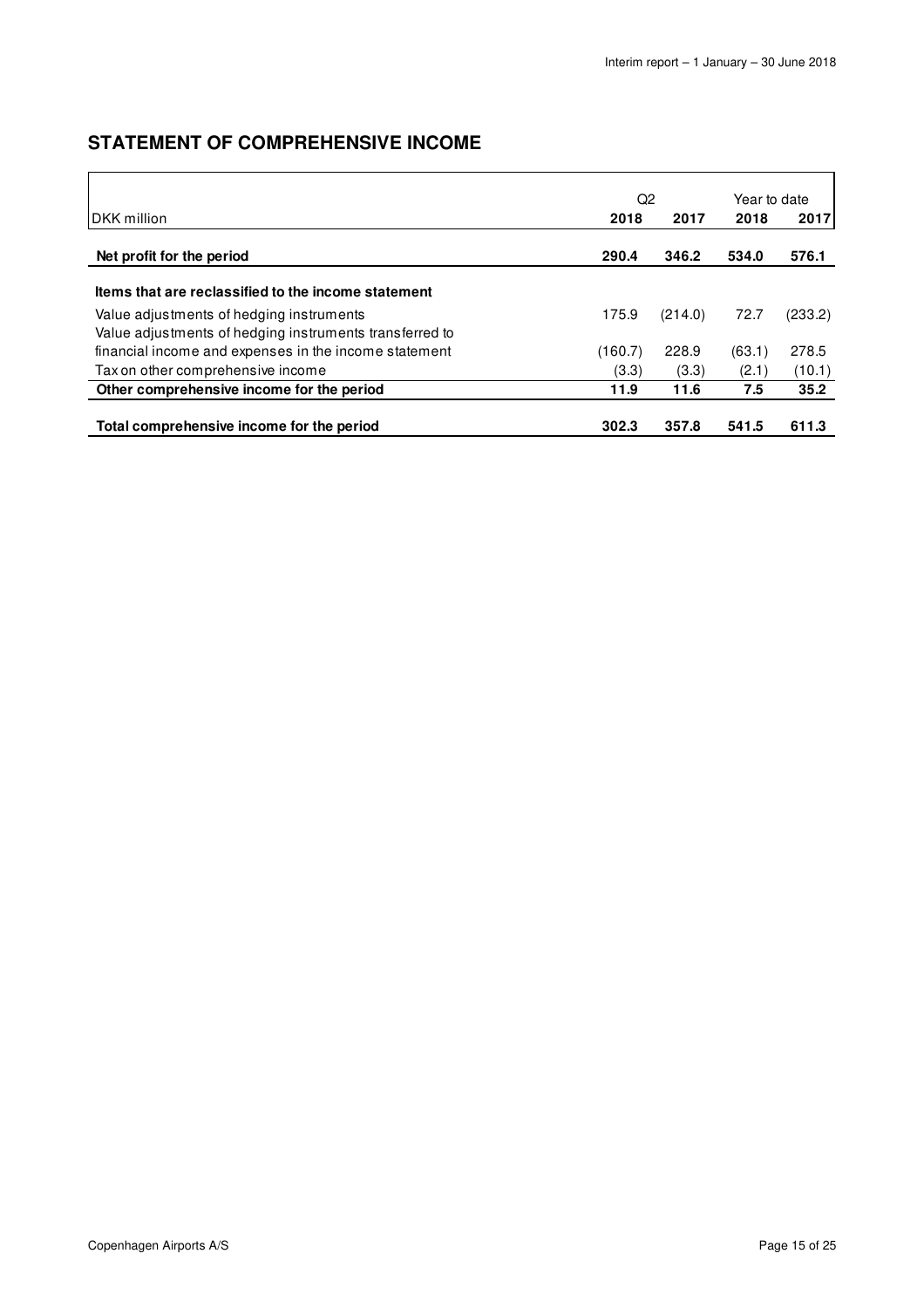## STATEMENT OF COMPREHENSIVE INCOME

| DKK million | Q2 2018 | Q2 2017 | Year to date 2018 | Year to date 2017 |
|---|---|---|---|---|
| **Net profit for the period** | **290.4** | **346.2** | **534.0** | **576.1** |
| **Items that are reclassified to the income statement** | | | | |
| Value adjustments of hedging instruments | 175.9 | (214.0) | 72.7 | (233.2) |
| Value adjustments of hedging instruments transferred to financial income and expenses in the income statement | (160.7) | 228.9 | (63.1) | 278.5 |
| Tax on other comprehensive income | (3.3) | (3.3) | (2.1) | (10.1) |
| **Other comprehensive income for the period** | **11.9** | **11.6** | **7.5** | **35.2** |
| **Total comprehensive income for the period** | **302.3** | **357.8** | **541.5** | **611.3** |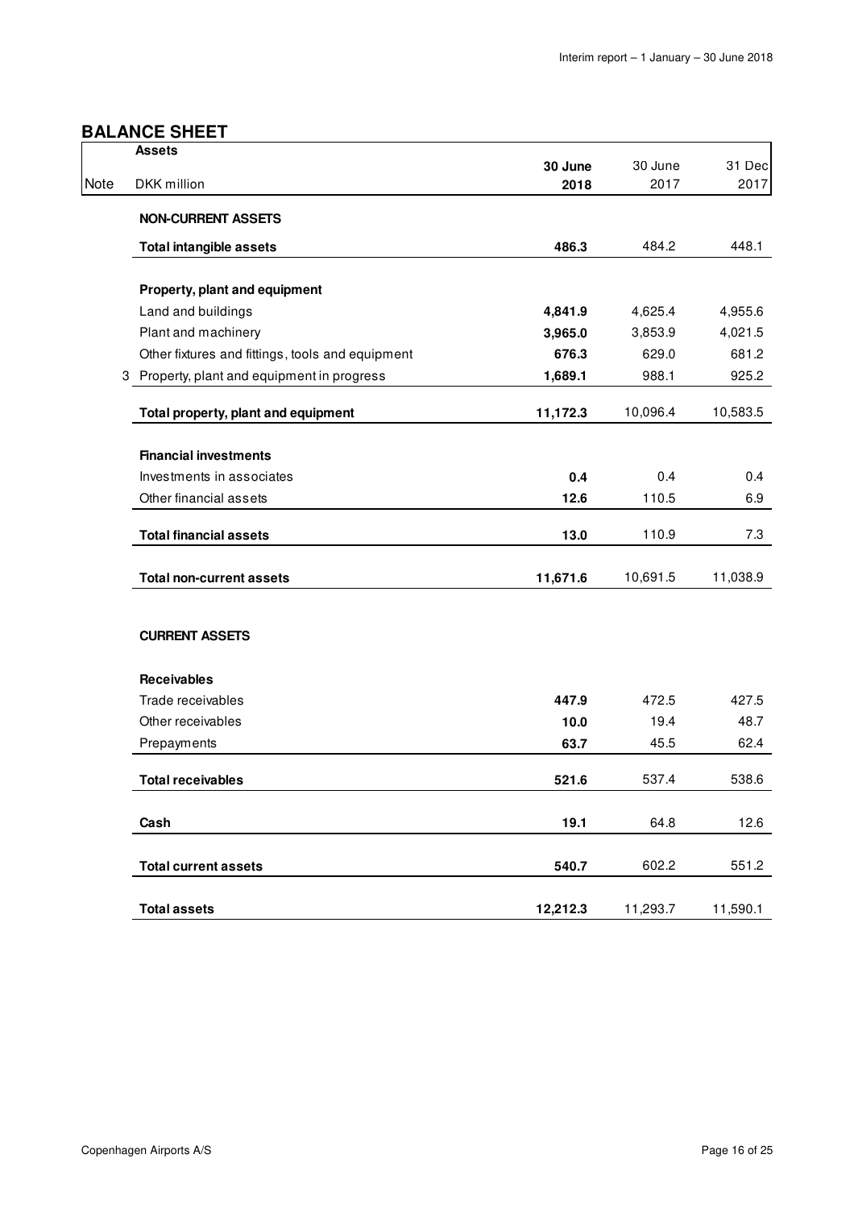## BALANCE SHEET

| Note | Assets<br>DKK million | 30 June 2018 | 30 June 2017 | 31 Dec 2017 |
|---|---|---|---|---|
| | **NON-CURRENT ASSETS** | | | |
| | **Total intangible assets** | **486.3** | 484.2 | 448.1 |
| | **Property, plant and equipment** | | | |
| | Land and buildings | **4,841.9** | 4,625.4 | 4,955.6 |
| | Plant and machinery | **3,965.0** | 3,853.9 | 4,021.5 |
| | Other fixtures and fittings, tools and equipment | **676.3** | 629.0 | 681.2 |
| 3 | Property, plant and equipment in progress | **1,689.1** | 988.1 | 925.2 |
| | **Total property, plant and equipment** | **11,172.3** | 10,096.4 | 10,583.5 |
| | **Financial investments** | | | |
| | Investments in associates | **0.4** | 0.4 | 0.4 |
| | Other financial assets | **12.6** | 110.5 | 6.9 |
| | **Total financial assets** | **13.0** | 110.9 | 7.3 |
| | **Total non-current assets** | **11,671.6** | 10,691.5 | 11,038.9 |
| | **CURRENT ASSETS** | | | |
| | **Receivables** | | | |
| | Trade receivables | **447.9** | 472.5 | 427.5 |
| | Other receivables | **10.0** | 19.4 | 48.7 |
| | Prepayments | **63.7** | 45.5 | 62.4 |
| | **Total receivables** | **521.6** | 537.4 | 538.6 |
| | **Cash** | **19.1** | 64.8 | 12.6 |
| | **Total current assets** | **540.7** | 602.2 | 551.2 |
| | **Total assets** | **12,212.3** | 11,293.7 | 11,590.1 |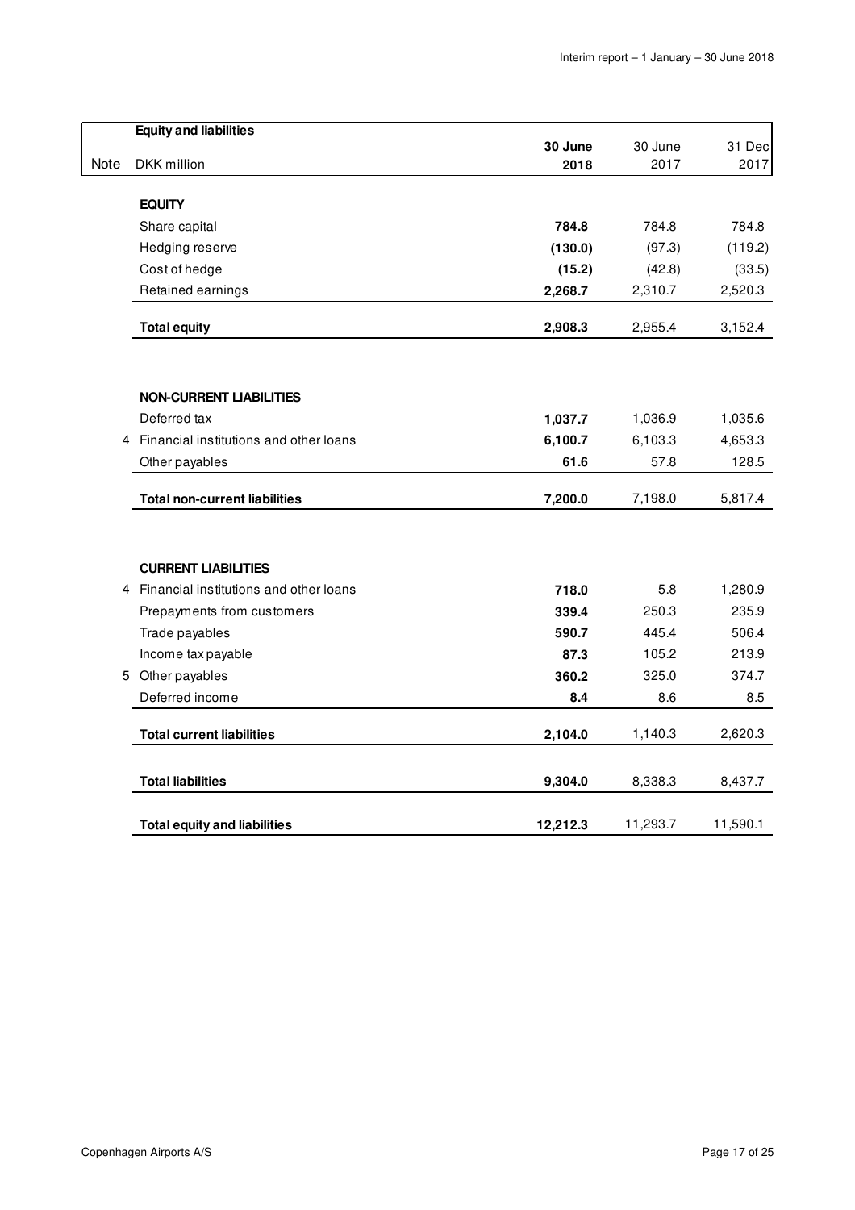| Note | Equity and liabilities<br>DKK million | 30 June 2018 | 30 June 2017 | 31 Dec 2017 |
|---|---|---|---|---|
| | **EQUITY** | | | |
| | Share capital | **784.8** | 784.8 | 784.8 |
| | Hedging reserve | **(130.0)** | (97.3) | (119.2) |
| | Cost of hedge | **(15.2)** | (42.8) | (33.5) |
| | Retained earnings | **2,268.7** | 2,310.7 | 2,520.3 |
| | **Total equity** | **2,908.3** | 2,955.4 | 3,152.4 |
| | | | | |
| | **NON-CURRENT LIABILITIES** | | | |
| | Deferred tax | **1,037.7** | 1,036.9 | 1,035.6 |
| 4 | Financial institutions and other loans | **6,100.7** | 6,103.3 | 4,653.3 |
| | Other payables | **61.6** | 57.8 | 128.5 |
| | **Total non-current liabilities** | **7,200.0** | 7,198.0 | 5,817.4 |
| | | | | |
| | **CURRENT LIABILITIES** | | | |
| 4 | Financial institutions and other loans | **718.0** | 5.8 | 1,280.9 |
| | Prepayments from customers | **339.4** | 250.3 | 235.9 |
| | Trade payables | **590.7** | 445.4 | 506.4 |
| | Income tax payable | **87.3** | 105.2 | 213.9 |
| 5 | Other payables | **360.2** | 325.0 | 374.7 |
| | Deferred income | **8.4** | 8.6 | 8.5 |
| | **Total current liabilities** | **2,104.0** | 1,140.3 | 2,620.3 |
| | | | | |
| | **Total liabilities** | **9,304.0** | 8,338.3 | 8,437.7 |
| | | | | |
| | **Total equity and liabilities** | **12,212.3** | 11,293.7 | 11,590.1 |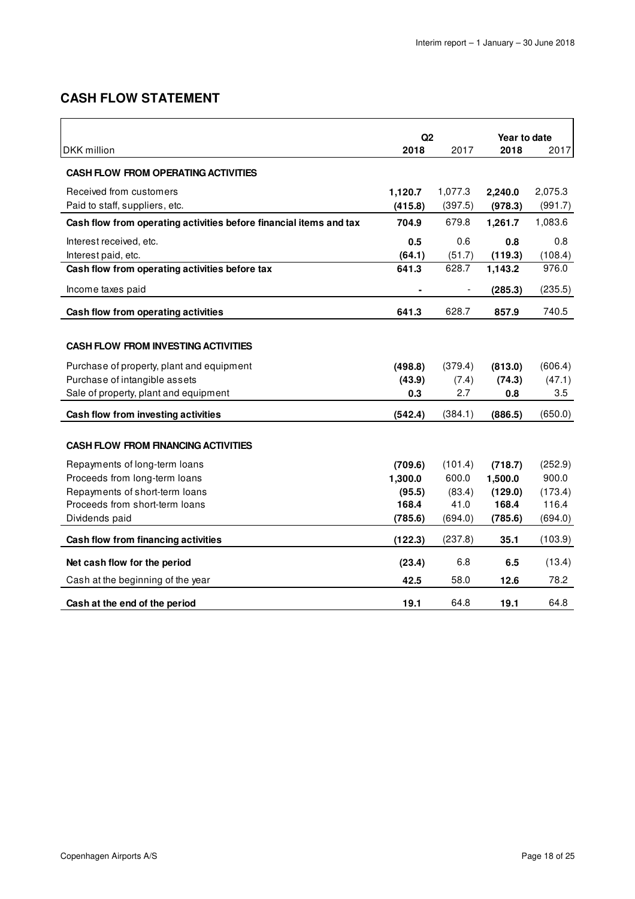# CASH FLOW STATEMENT

| DKK million | Q2 2018 | Q2 2017 | Year to date 2018 | Year to date 2017 |
|---|---|---|---|---|
| **CASH FLOW FROM OPERATING ACTIVITIES** | | | | |
| Received from customers | **1,120.7** | 1,077.3 | **2,240.0** | 2,075.3 |
| Paid to staff, suppliers, etc. | **(415.8)** | (397.5) | **(978.3)** | (991.7) |
| **Cash flow from operating activities before financial items and tax** | **704.9** | 679.8 | **1,261.7** | 1,083.6 |
| Interest received, etc. | **0.5** | 0.6 | **0.8** | 0.8 |
| Interest paid, etc. | **(64.1)** | (51.7) | **(119.3)** | (108.4) |
| **Cash flow from operating activities before tax** | **641.3** | 628.7 | **1,143.2** | 976.0 |
| Income taxes paid | **-** | - | **(285.3)** | (235.5) |
| **Cash flow from operating activities** | **641.3** | 628.7 | **857.9** | 740.5 |
| | | | | |
| **CASH FLOW FROM INVESTING ACTIVITIES** | | | | |
| Purchase of property, plant and equipment | **(498.8)** | (379.4) | **(813.0)** | (606.4) |
| Purchase of intangible assets | **(43.9)** | (7.4) | **(74.3)** | (47.1) |
| Sale of property, plant and equipment | **0.3** | 2.7 | **0.8** | 3.5 |
| **Cash flow from investing activities** | **(542.4)** | (384.1) | **(886.5)** | (650.0) |
| | | | | |
| **CASH FLOW FROM FINANCING ACTIVITIES** | | | | |
| Repayments of long-term loans | **(709.6)** | (101.4) | **(718.7)** | (252.9) |
| Proceeds from long-term loans | **1,300.0** | 600.0 | **1,500.0** | 900.0 |
| Repayments of short-term loans | **(95.5)** | (83.4) | **(129.0)** | (173.4) |
| Proceeds from short-term loans | **168.4** | 41.0 | **168.4** | 116.4 |
| Dividends paid | **(785.6)** | (694.0) | **(785.6)** | (694.0) |
| **Cash flow from financing activities** | **(122.3)** | (237.8) | **35.1** | (103.9) |
| **Net cash flow for the period** | **(23.4)** | 6.8 | **6.5** | (13.4) |
| Cash at the beginning of the year | **42.5** | 58.0 | **12.6** | 78.2 |
| **Cash at the end of the period** | **19.1** | 64.8 | **19.1** | 64.8 |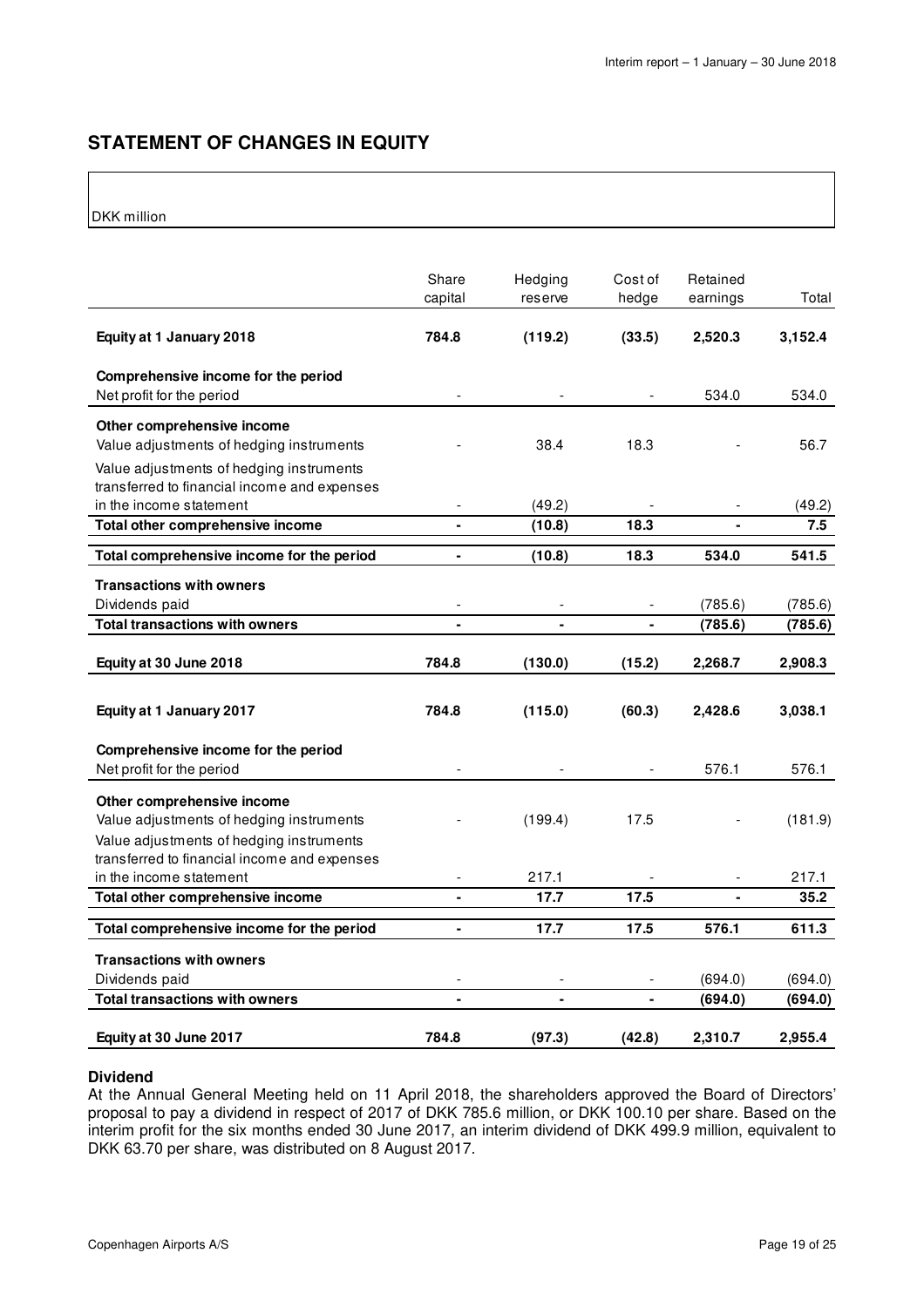## STATEMENT OF CHANGES IN EQUITY

DKK million

| | Share capital | Hedging reserve | Cost of hedge | Retained earnings | Total |
|---|---|---|---|---|---|
| **Equity at 1 January 2018** | **784.8** | **(119.2)** | **(33.5)** | **2,520.3** | **3,152.4** |
| **Comprehensive income for the period** | | | | | |
| Net profit for the period | - | - | - | 534.0 | 534.0 |
| **Other comprehensive income** | | | | | |
| Value adjustments of hedging instruments | - | 38.4 | 18.3 | - | 56.7 |
| Value adjustments of hedging instruments transferred to financial income and expenses in the income statement | - | (49.2) | - | - | (49.2) |
| **Total other comprehensive income** | **-** | **(10.8)** | **18.3** | **-** | **7.5** |
| **Total comprehensive income for the period** | **-** | **(10.8)** | **18.3** | **534.0** | **541.5** |
| **Transactions with owners** | | | | | |
| Dividends paid | - | - | - | (785.6) | (785.6) |
| **Total transactions with owners** | **-** | **-** | **-** | **(785.6)** | **(785.6)** |
| **Equity at 30 June 2018** | **784.8** | **(130.0)** | **(15.2)** | **2,268.7** | **2,908.3** |
| **Equity at 1 January 2017** | **784.8** | **(115.0)** | **(60.3)** | **2,428.6** | **3,038.1** |
| **Comprehensive income for the period** | | | | | |
| Net profit for the period | - | - | - | 576.1 | 576.1 |
| **Other comprehensive income** | | | | | |
| Value adjustments of hedging instruments | - | (199.4) | 17.5 | - | (181.9) |
| Value adjustments of hedging instruments transferred to financial income and expenses in the income statement | - | 217.1 | - | - | 217.1 |
| **Total other comprehensive income** | **-** | **17.7** | **17.5** | **-** | **35.2** |
| **Total comprehensive income for the period** | **-** | **17.7** | **17.5** | **576.1** | **611.3** |
| **Transactions with owners** | | | | | |
| Dividends paid | - | - | - | (694.0) | (694.0) |
| **Total transactions with owners** | **-** | **-** | **-** | **(694.0)** | **(694.0)** |
| **Equity at 30 June 2017** | **784.8** | **(97.3)** | **(42.8)** | **2,310.7** | **2,955.4** |

**Dividend**

At the Annual General Meeting held on 11 April 2018, the shareholders approved the Board of Directors' proposal to pay a dividend in respect of 2017 of DKK 785.6 million, or DKK 100.10 per share. Based on the interim profit for the six months ended 30 June 2017, an interim dividend of DKK 499.9 million, equivalent to DKK 63.70 per share, was distributed on 8 August 2017.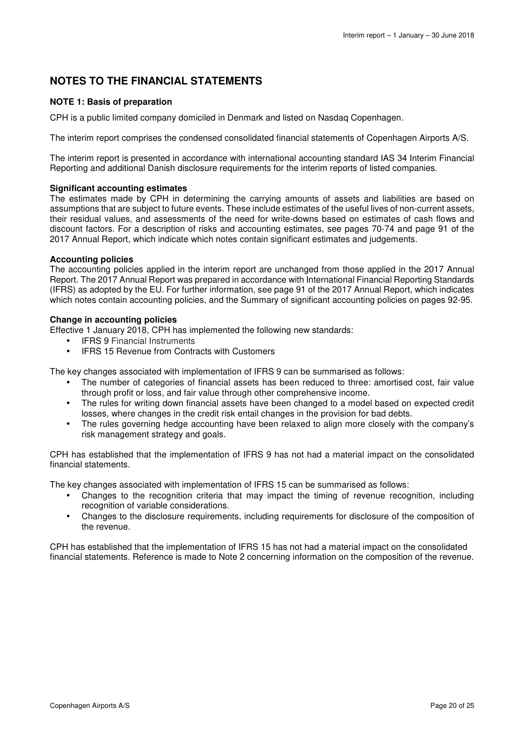## NOTES TO THE FINANCIAL STATEMENTS

### NOTE 1: Basis of preparation

CPH is a public limited company domiciled in Denmark and listed on Nasdaq Copenhagen.

The interim report comprises the condensed consolidated financial statements of Copenhagen Airports A/S.

The interim report is presented in accordance with international accounting standard IAS 34 Interim Financial Reporting and additional Danish disclosure requirements for the interim reports of listed companies.

**Significant accounting estimates**

The estimates made by CPH in determining the carrying amounts of assets and liabilities are based on assumptions that are subject to future events. These include estimates of the useful lives of non-current assets, their residual values, and assessments of the need for write-downs based on estimates of cash flows and discount factors. For a description of risks and accounting estimates, see pages 70-74 and page 91 of the 2017 Annual Report, which indicate which notes contain significant estimates and judgements.

**Accounting policies**

The accounting policies applied in the interim report are unchanged from those applied in the 2017 Annual Report. The 2017 Annual Report was prepared in accordance with International Financial Reporting Standards (IFRS) as adopted by the EU. For further information, see page 91 of the 2017 Annual Report, which indicates which notes contain accounting policies, and the Summary of significant accounting policies on pages 92-95.

**Change in accounting policies**

Effective 1 January 2018, CPH has implemented the following new standards:

- IFRS 9 Financial Instruments
- IFRS 15 Revenue from Contracts with Customers

The key changes associated with implementation of IFRS 9 can be summarised as follows:

- The number of categories of financial assets has been reduced to three: amortised cost, fair value through profit or loss, and fair value through other comprehensive income.
- The rules for writing down financial assets have been changed to a model based on expected credit losses, where changes in the credit risk entail changes in the provision for bad debts.
- The rules governing hedge accounting have been relaxed to align more closely with the company's risk management strategy and goals.

CPH has established that the implementation of IFRS 9 has not had a material impact on the consolidated financial statements.

The key changes associated with implementation of IFRS 15 can be summarised as follows:

- Changes to the recognition criteria that may impact the timing of revenue recognition, including recognition of variable considerations.
- Changes to the disclosure requirements, including requirements for disclosure of the composition of the revenue.

CPH has established that the implementation of IFRS 15 has not had a material impact on the consolidated financial statements. Reference is made to Note 2 concerning information on the composition of the revenue.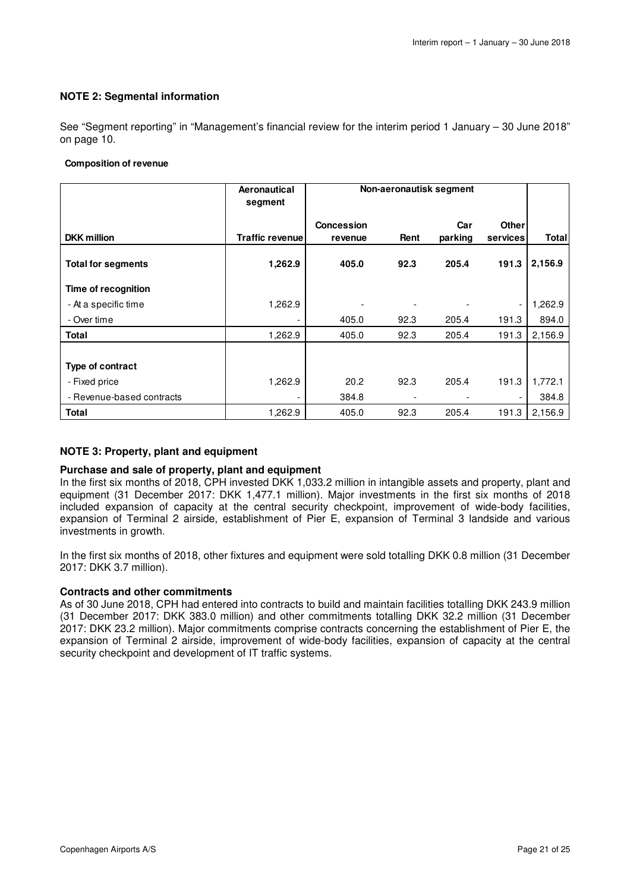## NOTE 2: Segmental information

See "Segment reporting" in "Management's financial review for the interim period 1 January – 30 June 2018" on page 10.

**Composition of revenue**

| | Aeronautical segment | Non-aeronautisk segment | | | | |
|---|---|---|---|---|---|---|
| **DKK million** | **Traffic revenue** | **Concession revenue** | **Rent** | **Car parking** | **Other services** | **Total** |
| **Total for segments** | **1,262.9** | **405.0** | **92.3** | **205.4** | **191.3** | **2,156.9** |
| **Time of recognition** | | | | | | |
| - At a specific time | 1,262.9 | - | - | - | - | 1,262.9 |
| - Over time | - | 405.0 | 92.3 | 205.4 | 191.3 | 894.0 |
| **Total** | 1,262.9 | 405.0 | 92.3 | 205.4 | 191.3 | 2,156.9 |
| **Type of contract** | | | | | | |
| - Fixed price | 1,262.9 | 20.2 | 92.3 | 205.4 | 191.3 | 1,772.1 |
| - Revenue-based contracts | - | 384.8 | - | - | - | 384.8 |
| **Total** | 1,262.9 | 405.0 | 92.3 | 205.4 | 191.3 | 2,156.9 |

## NOTE 3: Property, plant and equipment

**Purchase and sale of property, plant and equipment**

In the first six months of 2018, CPH invested DKK 1,033.2 million in intangible assets and property, plant and equipment (31 December 2017: DKK 1,477.1 million). Major investments in the first six months of 2018 included expansion of capacity at the central security checkpoint, improvement of wide-body facilities, expansion of Terminal 2 airside, establishment of Pier E, expansion of Terminal 3 landside and various investments in growth.

In the first six months of 2018, other fixtures and equipment were sold totalling DKK 0.8 million (31 December 2017: DKK 3.7 million).

**Contracts and other commitments**

As of 30 June 2018, CPH had entered into contracts to build and maintain facilities totalling DKK 243.9 million (31 December 2017: DKK 383.0 million) and other commitments totalling DKK 32.2 million (31 December 2017: DKK 23.2 million). Major commitments comprise contracts concerning the establishment of Pier E, the expansion of Terminal 2 airside, improvement of wide-body facilities, expansion of capacity at the central security checkpoint and development of IT traffic systems.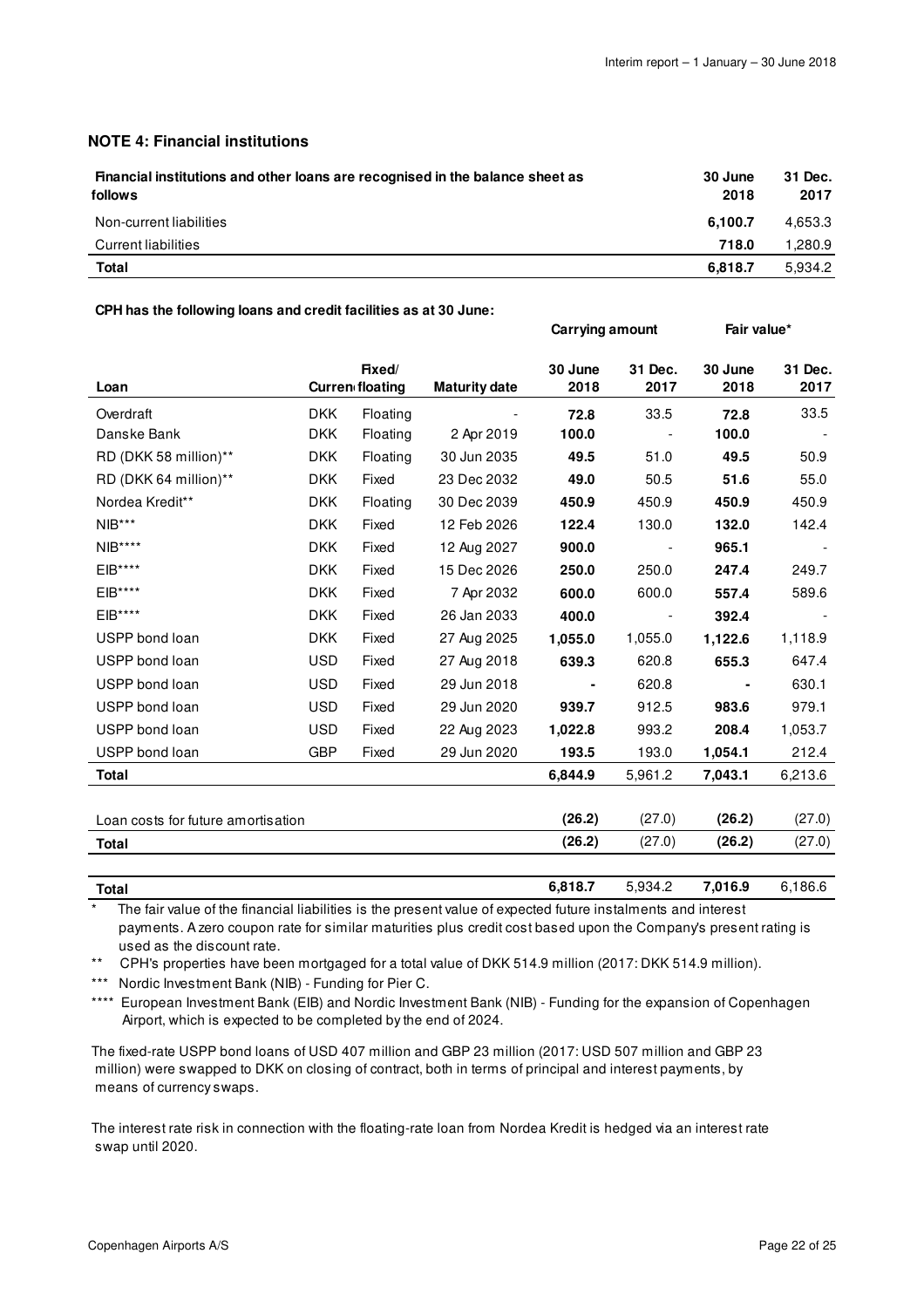## NOTE 4: Financial institutions

| Financial institutions and other loans are recognised in the balance sheet as follows | 30 June 2018 | 31 Dec. 2017 |
|---|---|---|
| Non-current liabilities | **6,100.7** | 4,653.3 |
| Current liabilities | **718.0** | 1,280.9 |
| **Total** | **6,818.7** | 5,934.2 |

**CPH has the following loans and credit facilities as at 30 June:**

| | | | | Carrying amount | | Fair value* | |
|---|---|---|---|---|---|---|---|
| **Loan** | **Currency** | **Fixed/ floating** | **Maturity date** | **30 June 2018** | **31 Dec. 2017** | **30 June 2018** | **31 Dec. 2017** |
| Overdraft | DKK | Floating | - | **72.8** | 33.5 | **72.8** | 33.5 |
| Danske Bank | DKK | Floating | 2 Apr 2019 | **100.0** | - | **100.0** | - |
| RD (DKK 58 million)** | DKK | Floating | 30 Jun 2035 | **49.5** | 51.0 | **49.5** | 50.9 |
| RD (DKK 64 million)** | DKK | Fixed | 23 Dec 2032 | **49.0** | 50.5 | **51.6** | 55.0 |
| Nordea Kredit** | DKK | Floating | 30 Dec 2039 | **450.9** | 450.9 | **450.9** | 450.9 |
| NIB*** | DKK | Fixed | 12 Feb 2026 | **122.4** | 130.0 | **132.0** | 142.4 |
| NIB**** | DKK | Fixed | 12 Aug 2027 | **900.0** | - | **965.1** | - |
| EIB**** | DKK | Fixed | 15 Dec 2026 | **250.0** | 250.0 | **247.4** | 249.7 |
| EIB**** | DKK | Fixed | 7 Apr 2032 | **600.0** | 600.0 | **557.4** | 589.6 |
| EIB**** | DKK | Fixed | 26 Jan 2033 | **400.0** | - | **392.4** | - |
| USPP bond loan | DKK | Fixed | 27 Aug 2025 | **1,055.0** | 1,055.0 | **1,122.6** | 1,118.9 |
| USPP bond loan | USD | Fixed | 27 Aug 2018 | **639.3** | 620.8 | **655.3** | 647.4 |
| USPP bond loan | USD | Fixed | 29 Jun 2018 | **-** | 620.8 | **-** | 630.1 |
| USPP bond loan | USD | Fixed | 29 Jun 2020 | **939.7** | 912.5 | **983.6** | 979.1 |
| USPP bond loan | USD | Fixed | 22 Aug 2023 | **1,022.8** | 993.2 | **208.4** | 1,053.7 |
| USPP bond loan | GBP | Fixed | 29 Jun 2020 | **193.5** | 193.0 | **1,054.1** | 212.4 |
| **Total** | | | | **6,844.9** | 5,961.2 | **7,043.1** | 6,213.6 |
| | | | | | | | |
| Loan costs for future amortisation | | | | **(26.2)** | (27.0) | **(26.2)** | (27.0) |
| **Total** | | | | **(26.2)** | (27.0) | **(26.2)** | (27.0) |
| | | | | | | | |
| **Total** | | | | **6,818.7** | 5,934.2 | **7,016.9** | 6,186.6 |

\* The fair value of the financial liabilities is the present value of expected future instalments and interest payments. A zero coupon rate for similar maturities plus credit cost based upon the Company's present rating is used as the discount rate.

** CPH's properties have been mortgaged for a total value of DKK 514.9 million (2017: DKK 514.9 million).

*** Nordic Investment Bank (NIB) - Funding for Pier C.

**** European Investment Bank (EIB) and Nordic Investment Bank (NIB) - Funding for the expansion of Copenhagen Airport, which is expected to be completed by the end of 2024.

The fixed-rate USPP bond loans of USD 407 million and GBP 23 million (2017: USD 507 million and GBP 23 million) were swapped to DKK on closing of contract, both in terms of principal and interest payments, by means of currency swaps.

The interest rate risk in connection with the floating-rate loan from Nordea Kredit is hedged via an interest rate swap until 2020.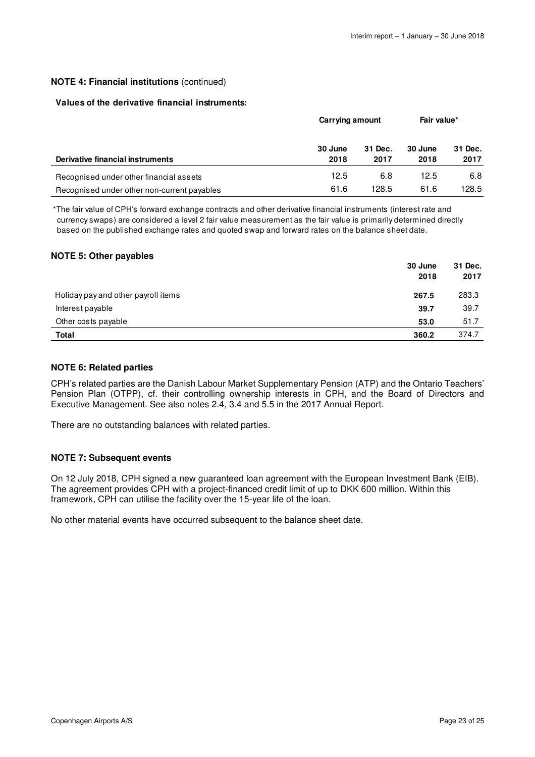### NOTE 4: Financial institutions (continued)

**Values of the derivative financial instruments:**

| Derivative financial instruments | Carrying amount | | Fair value* | |
|---|---|---|---|---|
| | 30 June 2018 | 31 Dec. 2017 | 30 June 2018 | 31 Dec. 2017 |
| Recognised under other financial assets | 12.5 | 6.8 | 12.5 | 6.8 |
| Recognised under other non-current payables | 61.6 | 128.5 | 61.6 | 128.5 |

*The fair value of CPH's forward exchange contracts and other derivative financial instruments (interest rate and currency swaps) are considered a level 2 fair value measurement as the fair value is primarily determined directly based on the published exchange rates and quoted swap and forward rates on the balance sheet date.

### NOTE 5: Other payables

| | 30 June 2018 | 31 Dec. 2017 |
|---|---|---|
| Holiday pay and other payroll items | **267.5** | 283.3 |
| Interest payable | **39.7** | 39.7 |
| Other costs payable | **53.0** | 51.7 |
| **Total** | **360.2** | 374.7 |

### NOTE 6: Related parties

CPH's related parties are the Danish Labour Market Supplementary Pension (ATP) and the Ontario Teachers' Pension Plan (OTPP), cf. their controlling ownership interests in CPH, and the Board of Directors and Executive Management. See also notes 2.4, 3.4 and 5.5 in the 2017 Annual Report.

There are no outstanding balances with related parties.

### NOTE 7: Subsequent events

On 12 July 2018, CPH signed a new guaranteed loan agreement with the European Investment Bank (EIB). The agreement provides CPH with a project-financed credit limit of up to DKK 600 million. Within this framework, CPH can utilise the facility over the 15-year life of the loan.

No other material events have occurred subsequent to the balance sheet date.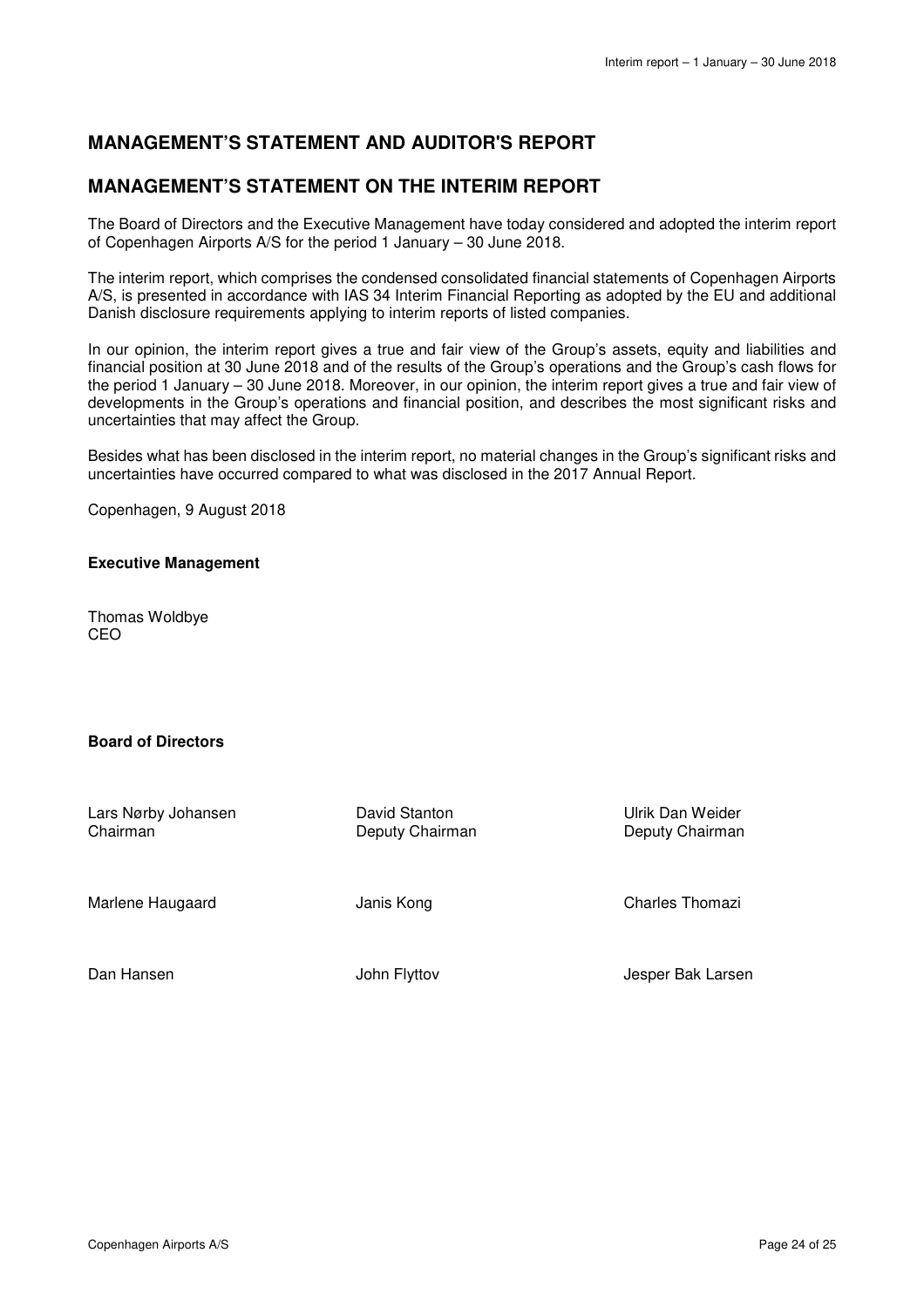# MANAGEMENT'S STATEMENT AND AUDITOR'S REPORT

## MANAGEMENT'S STATEMENT ON THE INTERIM REPORT

The Board of Directors and the Executive Management have today considered and adopted the interim report of Copenhagen Airports A/S for the period 1 January – 30 June 2018.

The interim report, which comprises the condensed consolidated financial statements of Copenhagen Airports A/S, is presented in accordance with IAS 34 Interim Financial Reporting as adopted by the EU and additional Danish disclosure requirements applying to interim reports of listed companies.

In our opinion, the interim report gives a true and fair view of the Group's assets, equity and liabilities and financial position at 30 June 2018 and of the results of the Group's operations and the Group's cash flows for the period 1 January – 30 June 2018. Moreover, in our opinion, the interim report gives a true and fair view of developments in the Group's operations and financial position, and describes the most significant risks and uncertainties that may affect the Group.

Besides what has been disclosed in the interim report, no material changes in the Group's significant risks and uncertainties have occurred compared to what was disclosed in the 2017 Annual Report.

Copenhagen, 9 August 2018

**Executive Management**

Thomas Woldbye
CEO

**Board of Directors**

| | | |
|---|---|---|
| Lars Nørby Johansen<br>Chairman | David Stanton<br>Deputy Chairman | Ulrik Dan Weider<br>Deputy Chairman |
| Marlene Haugaard | Janis Kong | Charles Thomazi |
| Dan Hansen | John Flyttov | Jesper Bak Larsen |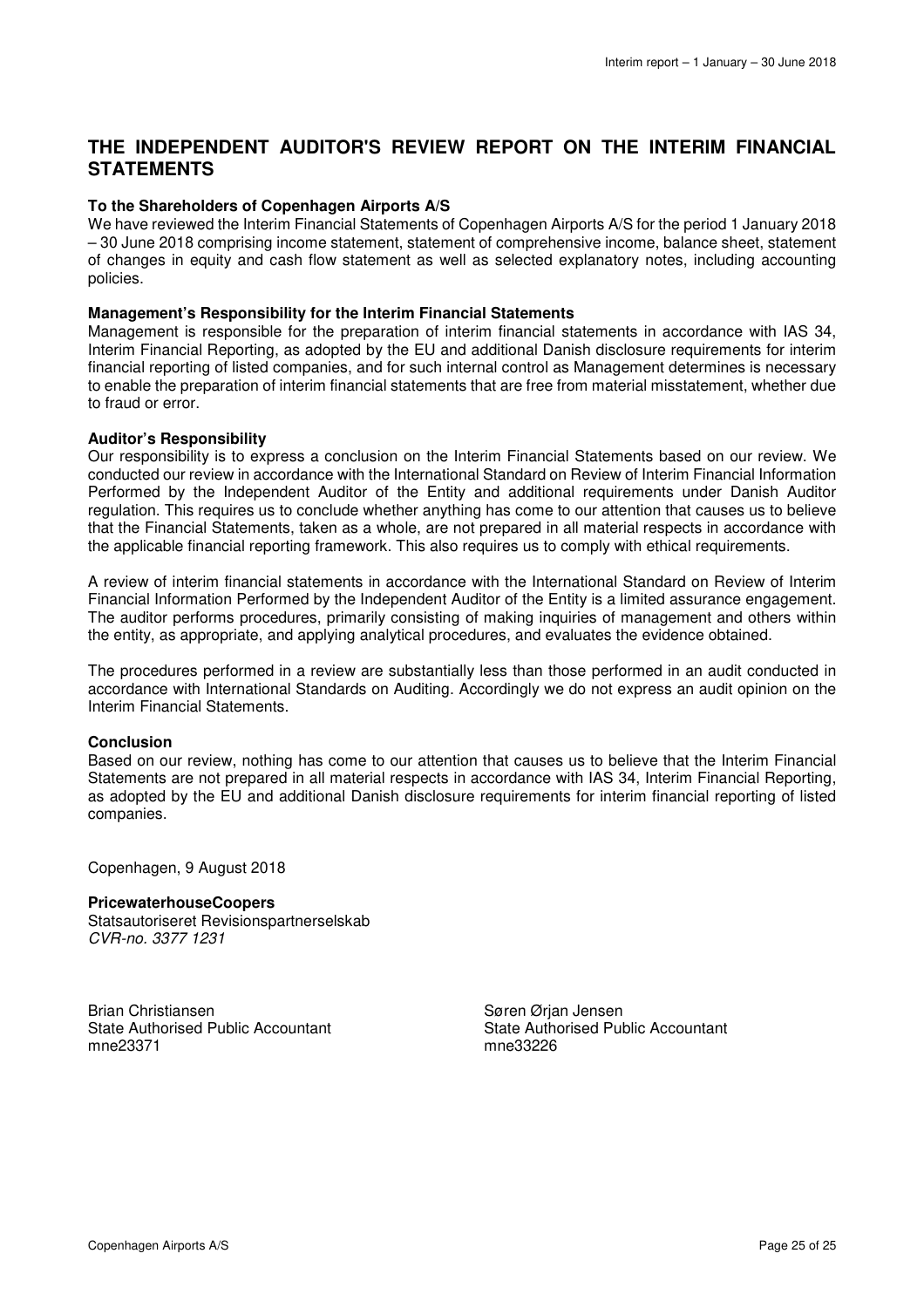# THE INDEPENDENT AUDITOR'S REVIEW REPORT ON THE INTERIM FINANCIAL STATEMENTS

**To the Shareholders of Copenhagen Airports A/S**

We have reviewed the Interim Financial Statements of Copenhagen Airports A/S for the period 1 January 2018 – 30 June 2018 comprising income statement, statement of comprehensive income, balance sheet, statement of changes in equity and cash flow statement as well as selected explanatory notes, including accounting policies.

**Management's Responsibility for the Interim Financial Statements**

Management is responsible for the preparation of interim financial statements in accordance with IAS 34, Interim Financial Reporting, as adopted by the EU and additional Danish disclosure requirements for interim financial reporting of listed companies, and for such internal control as Management determines is necessary to enable the preparation of interim financial statements that are free from material misstatement, whether due to fraud or error.

**Auditor's Responsibility**

Our responsibility is to express a conclusion on the Interim Financial Statements based on our review. We conducted our review in accordance with the International Standard on Review of Interim Financial Information Performed by the Independent Auditor of the Entity and additional requirements under Danish Auditor regulation. This requires us to conclude whether anything has come to our attention that causes us to believe that the Financial Statements, taken as a whole, are not prepared in all material respects in accordance with the applicable financial reporting framework. This also requires us to comply with ethical requirements.

A review of interim financial statements in accordance with the International Standard on Review of Interim Financial Information Performed by the Independent Auditor of the Entity is a limited assurance engagement. The auditor performs procedures, primarily consisting of making inquiries of management and others within the entity, as appropriate, and applying analytical procedures, and evaluates the evidence obtained.

The procedures performed in a review are substantially less than those performed in an audit conducted in accordance with International Standards on Auditing. Accordingly we do not express an audit opinion on the Interim Financial Statements.

**Conclusion**

Based on our review, nothing has come to our attention that causes us to believe that the Interim Financial Statements are not prepared in all material respects in accordance with IAS 34, Interim Financial Reporting, as adopted by the EU and additional Danish disclosure requirements for interim financial reporting of listed companies.

Copenhagen, 9 August 2018

**PricewaterhouseCoopers**
Statsautoriseret Revisionspartnerselskab
*CVR-no. 3377 1231*

Brian Christiansen
State Authorised Public Accountant
mne23371

Søren Ørjan Jensen
State Authorised Public Accountant
mne33226